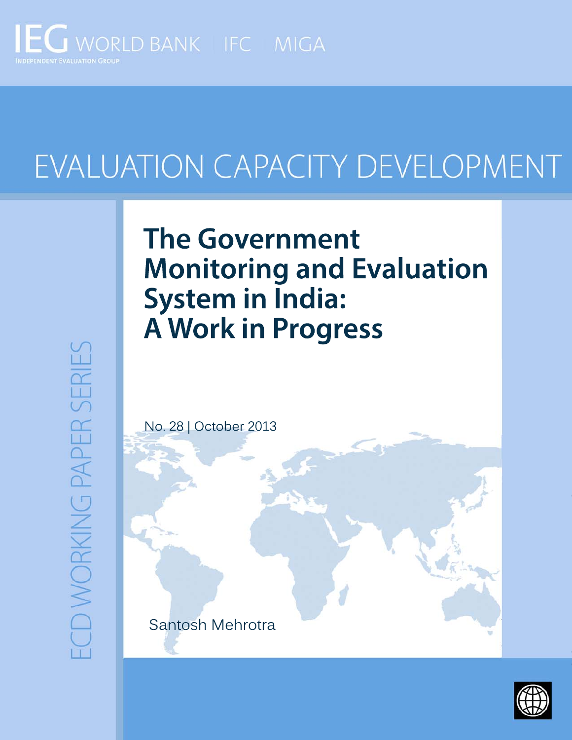IEG WORLD BANK | IFC | MIGA

INDEPENDENT EVALUATION GROUP

EVALUATION CAPACITY DEVELOPMENT

# The Government Monitoring and Evaluation System in India: A Work in Progress

No. 28 | October 2013

Santosh Mehrotra

ECD WORKING PAPER SERIES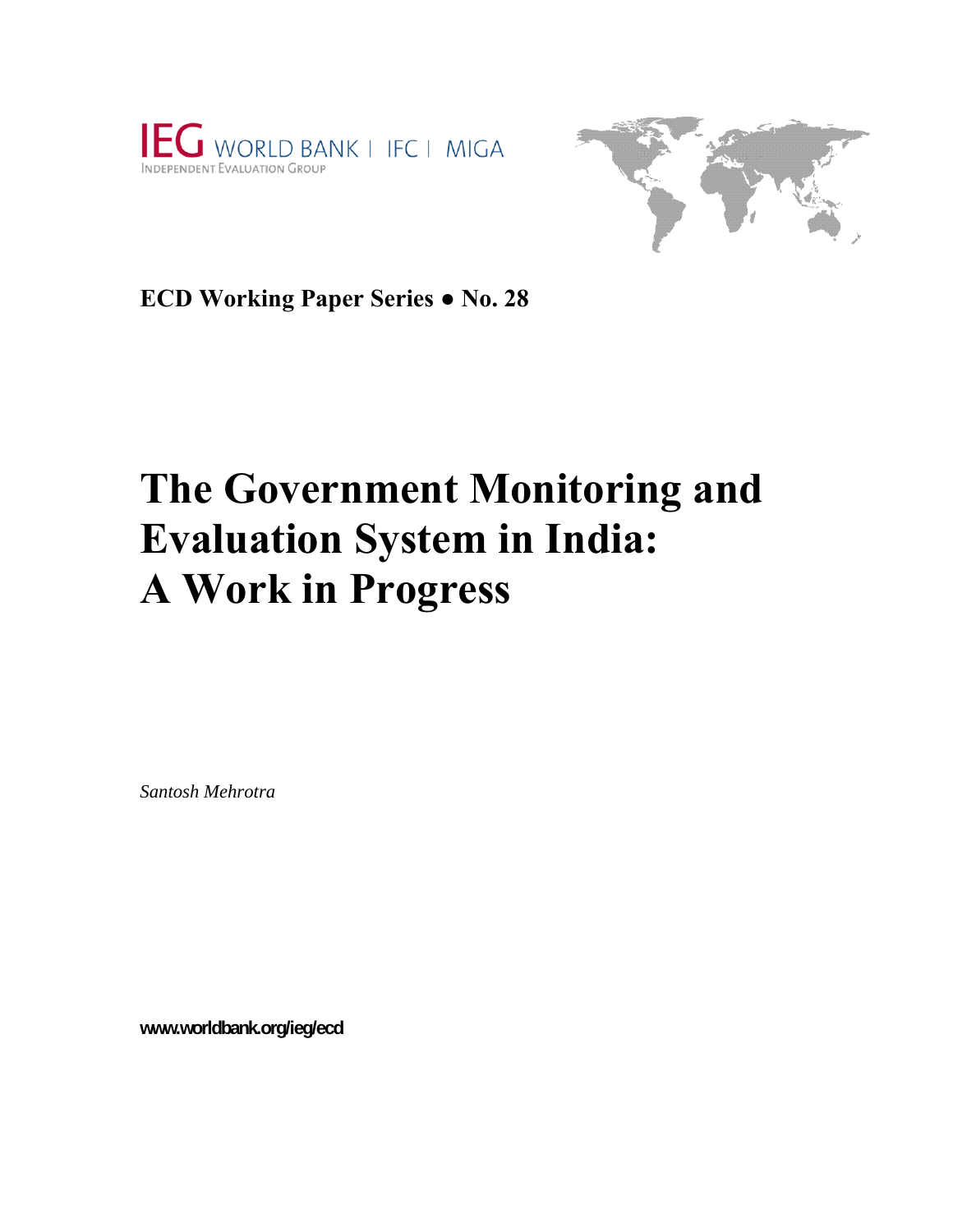IEG WORLD BANK | IFC | MIGA
INDEPENDENT EVALUATION GROUP

**ECD Working Paper Series ● No. 28**

# The Government Monitoring and Evaluation System in India: A Work in Progress

*Santosh Mehrotra*

**www.worldbank.org/ieg/ecd**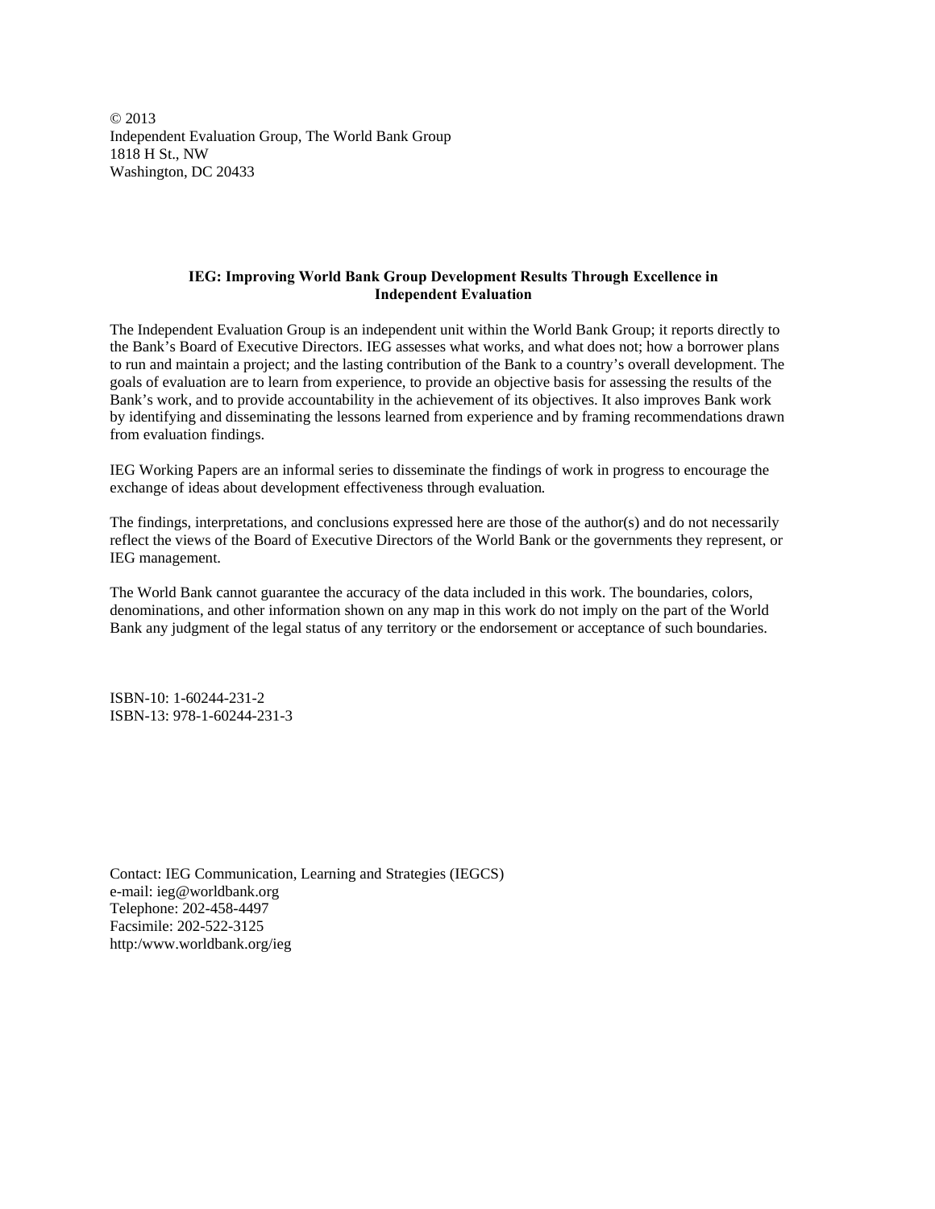© 2013
Independent Evaluation Group, The World Bank Group
1818 H St., NW
Washington, DC 20433

**IEG: Improving World Bank Group Development Results Through Excellence in Independent Evaluation**

The Independent Evaluation Group is an independent unit within the World Bank Group; it reports directly to the Bank's Board of Executive Directors. IEG assesses what works, and what does not; how a borrower plans to run and maintain a project; and the lasting contribution of the Bank to a country's overall development. The goals of evaluation are to learn from experience, to provide an objective basis for assessing the results of the Bank's work, and to provide accountability in the achievement of its objectives. It also improves Bank work by identifying and disseminating the lessons learned from experience and by framing recommendations drawn from evaluation findings.

IEG Working Papers are an informal series to disseminate the findings of work in progress to encourage the exchange of ideas about development effectiveness through evaluation.

The findings, interpretations, and conclusions expressed here are those of the author(s) and do not necessarily reflect the views of the Board of Executive Directors of the World Bank or the governments they represent, or IEG management.

The World Bank cannot guarantee the accuracy of the data included in this work. The boundaries, colors, denominations, and other information shown on any map in this work do not imply on the part of the World Bank any judgment of the legal status of any territory or the endorsement or acceptance of such boundaries.

ISBN-10: 1-60244-231-2
ISBN-13: 978-1-60244-231-3

Contact: IEG Communication, Learning and Strategies (IEGCS)
e-mail: ieg@worldbank.org
Telephone: 202-458-4497
Facsimile: 202-522-3125
http:/www.worldbank.org/ieg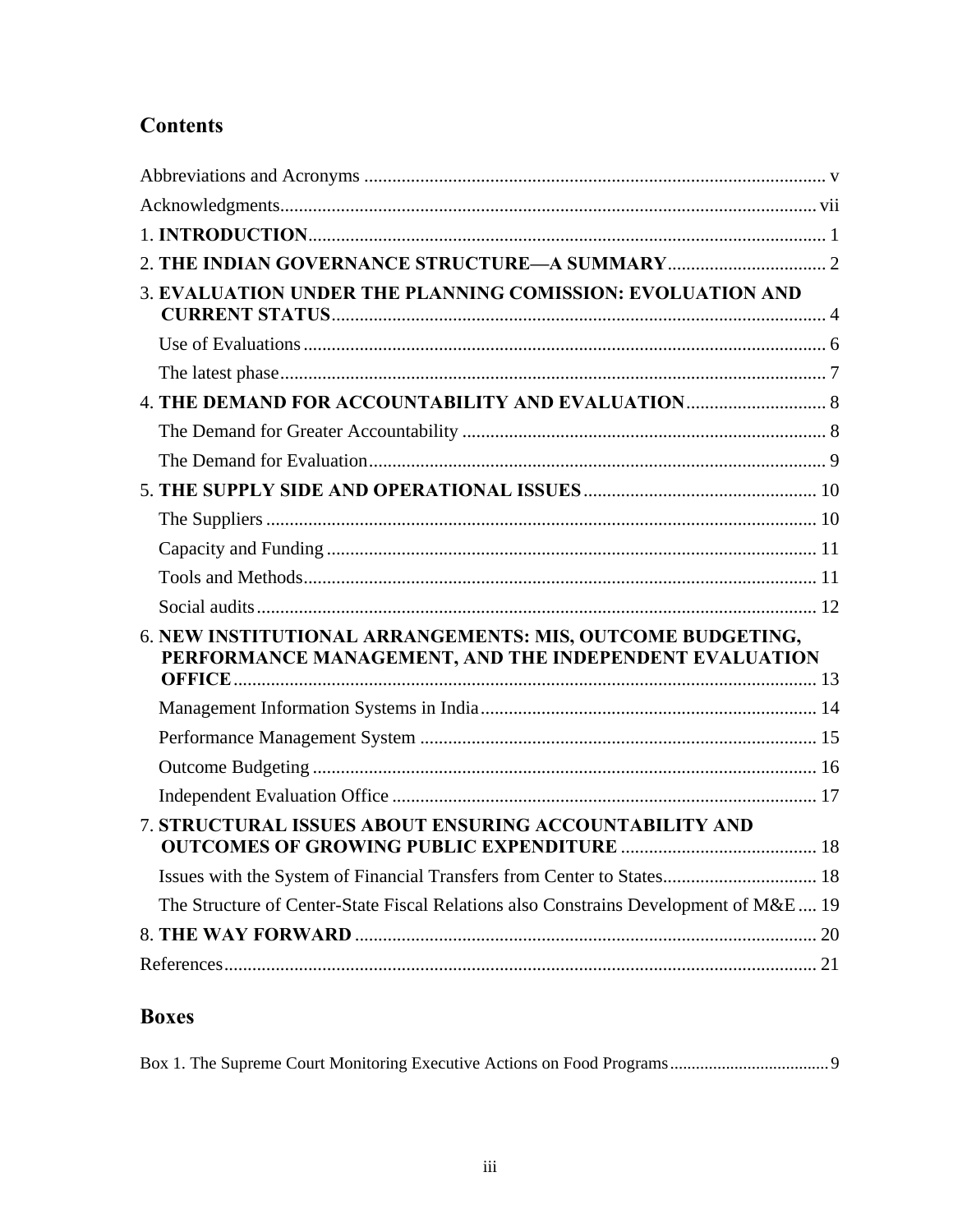## Contents

Abbreviations and Acronyms ..... v

Acknowledgments..... vii

1. **INTRODUCTION**..... 1

2. **THE INDIAN GOVERNANCE STRUCTURE—A SUMMARY**..... 2

3. **EVALUATION UNDER THE PLANNING COMISSION: EVOLUATION AND CURRENT STATUS**..... 4
   - Use of Evaluations..... 6
   - The latest phase..... 7

4. **THE DEMAND FOR ACCOUNTABILITY AND EVALUATION**..... 8
   - The Demand for Greater Accountability ..... 8
   - The Demand for Evaluation..... 9

5. **THE SUPPLY SIDE AND OPERATIONAL ISSUES**..... 10
   - The Suppliers ..... 10
   - Capacity and Funding ..... 11
   - Tools and Methods..... 11
   - Social audits..... 12

6. **NEW INSTITUTIONAL ARRANGEMENTS: MIS, OUTCOME BUDGETING, PERFORMANCE MANAGEMENT, AND THE INDEPENDENT EVALUATION OFFICE**..... 13
   - Management Information Systems in India..... 14
   - Performance Management System ..... 15
   - Outcome Budgeting ..... 16
   - Independent Evaluation Office ..... 17

7. **STRUCTURAL ISSUES ABOUT ENSURING ACCOUNTABILITY AND OUTCOMES OF GROWING PUBLIC EXPENDITURE** ..... 18
   - Issues with the System of Financial Transfers from Center to States..... 18
   - The Structure of Center-State Fiscal Relations also Constrains Development of M&E .... 19

8. **THE WAY FORWARD** ..... 20

References..... 21

## Boxes

Box 1. The Supreme Court Monitoring Executive Actions on Food Programs..... 9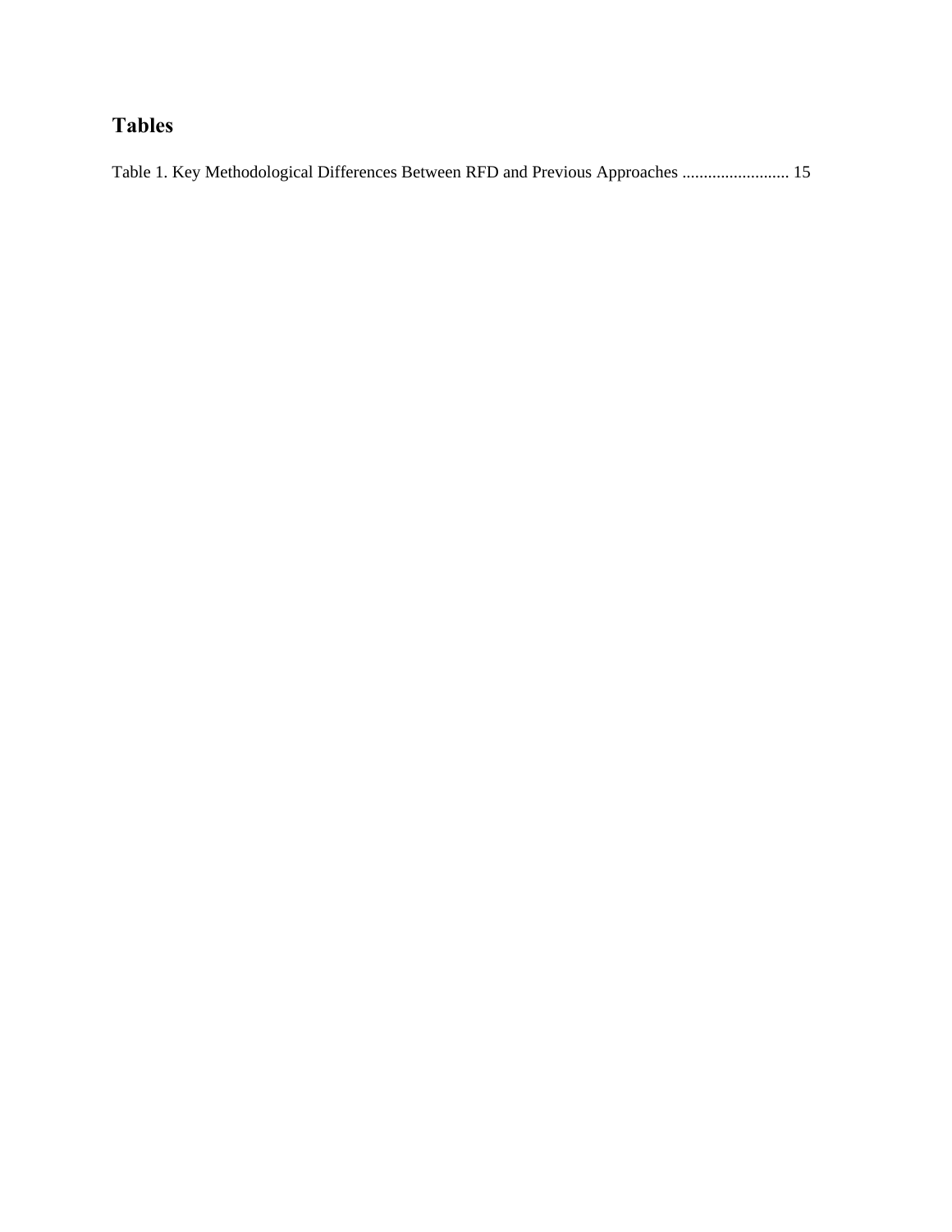## Tables

Table 1. Key Methodological Differences Between RFD and Previous Approaches ......................... 15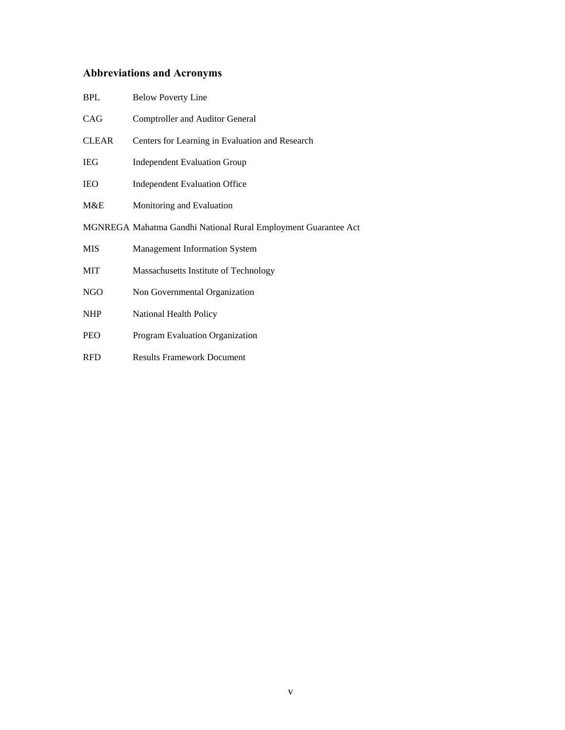## Abbreviations and Acronyms

| | |
|---|---|
| BPL | Below Poverty Line |
| CAG | Comptroller and Auditor General |
| CLEAR | Centers for Learning in Evaluation and Research |
| IEG | Independent Evaluation Group |
| IEO | Independent Evaluation Office |
| M&E | Monitoring and Evaluation |
| MGNREGA | Mahatma Gandhi National Rural Employment Guarantee Act |
| MIS | Management Information System |
| MIT | Massachusetts Institute of Technology |
| NGO | Non Governmental Organization |
| NHP | National Health Policy |
| PEO | Program Evaluation Organization |
| RFD | Results Framework Document |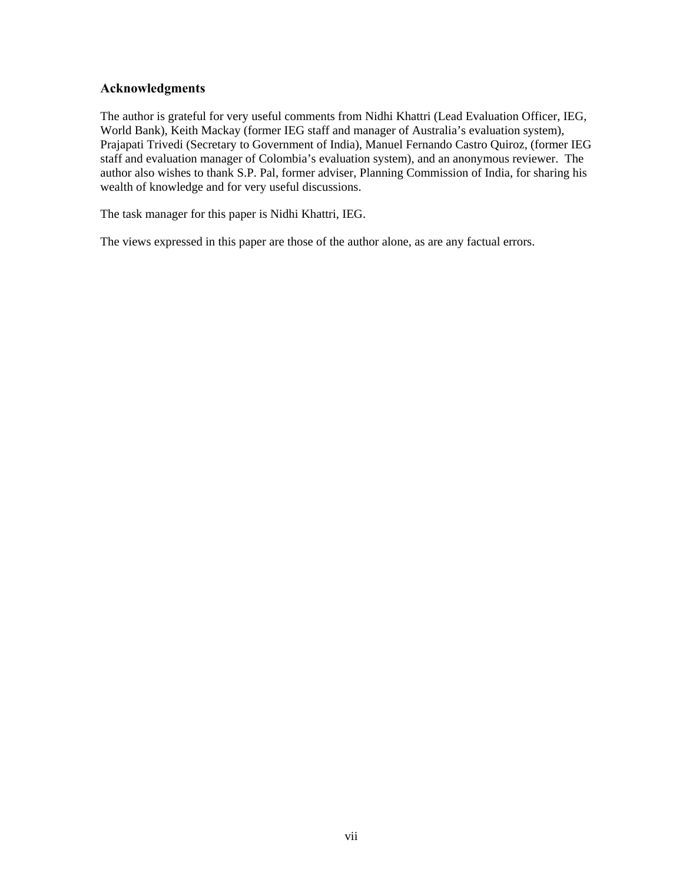## Acknowledgments

The author is grateful for very useful comments from Nidhi Khattri (Lead Evaluation Officer, IEG, World Bank), Keith Mackay (former IEG staff and manager of Australia's evaluation system), Prajapati Trivedi (Secretary to Government of India), Manuel Fernando Castro Quiroz, (former IEG staff and evaluation manager of Colombia's evaluation system), and an anonymous reviewer. The author also wishes to thank S.P. Pal, former adviser, Planning Commission of India, for sharing his wealth of knowledge and for very useful discussions.

The task manager for this paper is Nidhi Khattri, IEG.

The views expressed in this paper are those of the author alone, as are any factual errors.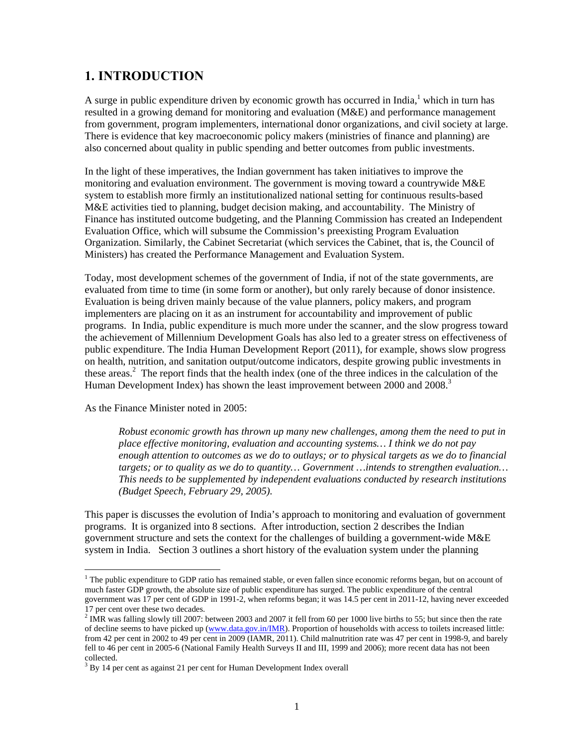# 1. INTRODUCTION

A surge in public expenditure driven by economic growth has occurred in India,[1] which in turn has resulted in a growing demand for monitoring and evaluation (M&E) and performance management from government, program implementers, international donor organizations, and civil society at large. There is evidence that key macroeconomic policy makers (ministries of finance and planning) are also concerned about quality in public spending and better outcomes from public investments.

In the light of these imperatives, the Indian government has taken initiatives to improve the monitoring and evaluation environment. The government is moving toward a countrywide M&E system to establish more firmly an institutionalized national setting for continuous results-based M&E activities tied to planning, budget decision making, and accountability. The Ministry of Finance has instituted outcome budgeting, and the Planning Commission has created an Independent Evaluation Office, which will subsume the Commission's preexisting Program Evaluation Organization. Similarly, the Cabinet Secretariat (which services the Cabinet, that is, the Council of Ministers) has created the Performance Management and Evaluation System.

Today, most development schemes of the government of India, if not of the state governments, are evaluated from time to time (in some form or another), but only rarely because of donor insistence. Evaluation is being driven mainly because of the value planners, policy makers, and program implementers are placing on it as an instrument for accountability and improvement of public programs. In India, public expenditure is much more under the scanner, and the slow progress toward the achievement of Millennium Development Goals has also led to a greater stress on effectiveness of public expenditure. The India Human Development Report (2011), for example, shows slow progress on health, nutrition, and sanitation output/outcome indicators, despite growing public investments in these areas.[2] The report finds that the health index (one of the three indices in the calculation of the Human Development Index) has shown the least improvement between 2000 and 2008.[3]

As the Finance Minister noted in 2005:

> *Robust economic growth has thrown up many new challenges, among them the need to put in place effective monitoring, evaluation and accounting systems… I think we do not pay enough attention to outcomes as we do to outlays; or to physical targets as we do to financial targets; or to quality as we do to quantity… Government …intends to strengthen evaluation… This needs to be supplemented by independent evaluations conducted by research institutions (Budget Speech, February 29, 2005).*

This paper is discusses the evolution of India's approach to monitoring and evaluation of government programs. It is organized into 8 sections. After introduction, section 2 describes the Indian government structure and sets the context for the challenges of building a government-wide M&E system in India. Section 3 outlines a short history of the evaluation system under the planning

---

[1] The public expenditure to GDP ratio has remained stable, or even fallen since economic reforms began, but on account of much faster GDP growth, the absolute size of public expenditure has surged. The public expenditure of the central government was 17 per cent of GDP in 1991-2, when reforms began; it was 14.5 per cent in 2011-12, having never exceeded 17 per cent over these two decades.

[2] IMR was falling slowly till 2007: between 2003 and 2007 it fell from 60 per 1000 live births to 55; but since then the rate of decline seems to have picked up (www.data.gov.in/IMR). Proportion of households with access to toilets increased little: from 42 per cent in 2002 to 49 per cent in 2009 (IAMR, 2011). Child malnutrition rate was 47 per cent in 1998-9, and barely fell to 46 per cent in 2005-6 (National Family Health Surveys II and III, 1999 and 2006); more recent data has not been collected.

[3] By 14 per cent as against 21 per cent for Human Development Index overall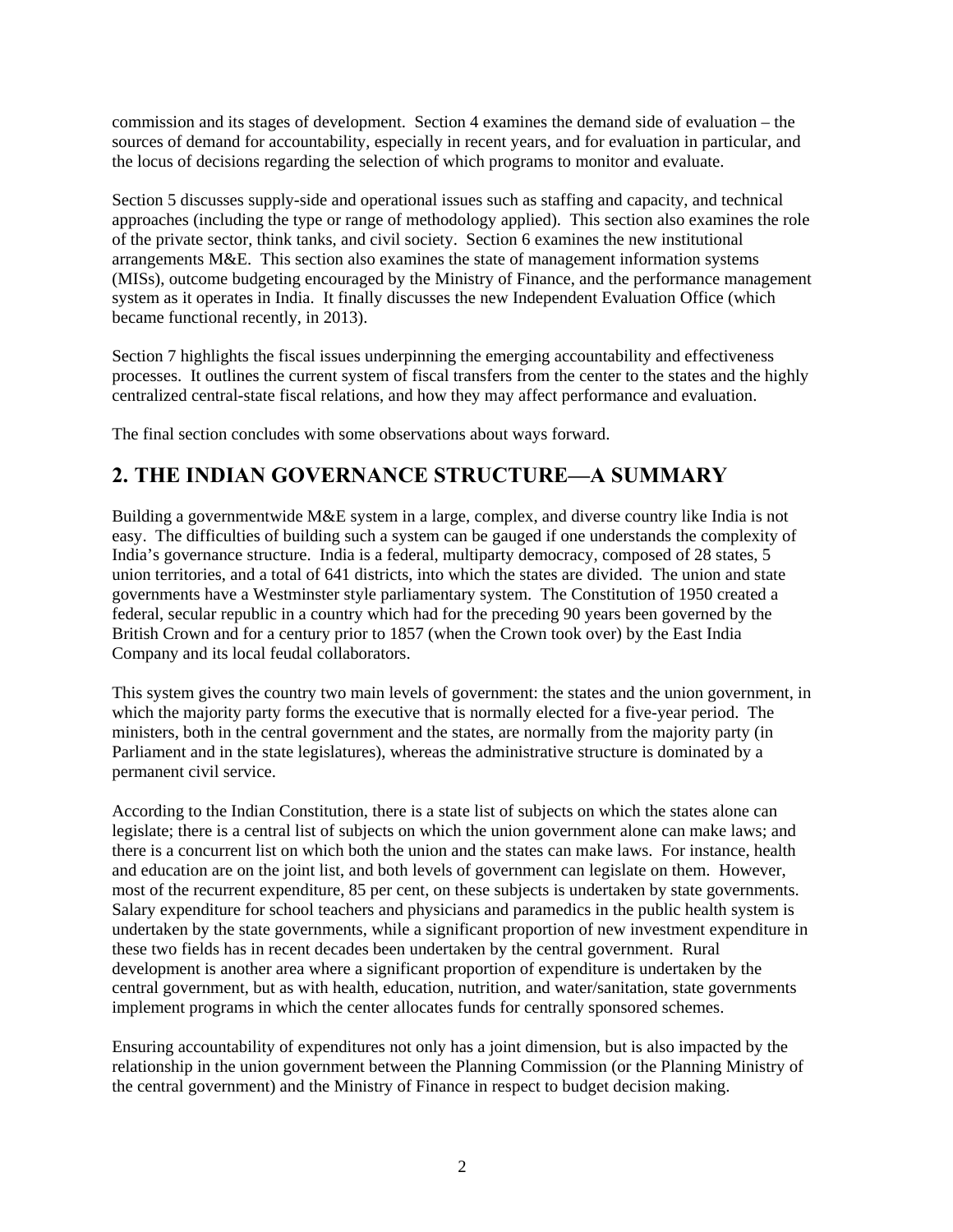commission and its stages of development. Section 4 examines the demand side of evaluation – the sources of demand for accountability, especially in recent years, and for evaluation in particular, and the locus of decisions regarding the selection of which programs to monitor and evaluate.

Section 5 discusses supply-side and operational issues such as staffing and capacity, and technical approaches (including the type or range of methodology applied). This section also examines the role of the private sector, think tanks, and civil society. Section 6 examines the new institutional arrangements M&E. This section also examines the state of management information systems (MISs), outcome budgeting encouraged by the Ministry of Finance, and the performance management system as it operates in India. It finally discusses the new Independent Evaluation Office (which became functional recently, in 2013).

Section 7 highlights the fiscal issues underpinning the emerging accountability and effectiveness processes. It outlines the current system of fiscal transfers from the center to the states and the highly centralized central-state fiscal relations, and how they may affect performance and evaluation.

The final section concludes with some observations about ways forward.

## 2. THE INDIAN GOVERNANCE STRUCTURE—A SUMMARY

Building a governmentwide M&E system in a large, complex, and diverse country like India is not easy. The difficulties of building such a system can be gauged if one understands the complexity of India's governance structure. India is a federal, multiparty democracy, composed of 28 states, 5 union territories, and a total of 641 districts, into which the states are divided. The union and state governments have a Westminster style parliamentary system. The Constitution of 1950 created a federal, secular republic in a country which had for the preceding 90 years been governed by the British Crown and for a century prior to 1857 (when the Crown took over) by the East India Company and its local feudal collaborators.

This system gives the country two main levels of government: the states and the union government, in which the majority party forms the executive that is normally elected for a five-year period. The ministers, both in the central government and the states, are normally from the majority party (in Parliament and in the state legislatures), whereas the administrative structure is dominated by a permanent civil service.

According to the Indian Constitution, there is a state list of subjects on which the states alone can legislate; there is a central list of subjects on which the union government alone can make laws; and there is a concurrent list on which both the union and the states can make laws. For instance, health and education are on the joint list, and both levels of government can legislate on them. However, most of the recurrent expenditure, 85 per cent, on these subjects is undertaken by state governments. Salary expenditure for school teachers and physicians and paramedics in the public health system is undertaken by the state governments, while a significant proportion of new investment expenditure in these two fields has in recent decades been undertaken by the central government. Rural development is another area where a significant proportion of expenditure is undertaken by the central government, but as with health, education, nutrition, and water/sanitation, state governments implement programs in which the center allocates funds for centrally sponsored schemes.

Ensuring accountability of expenditures not only has a joint dimension, but is also impacted by the relationship in the union government between the Planning Commission (or the Planning Ministry of the central government) and the Ministry of Finance in respect to budget decision making.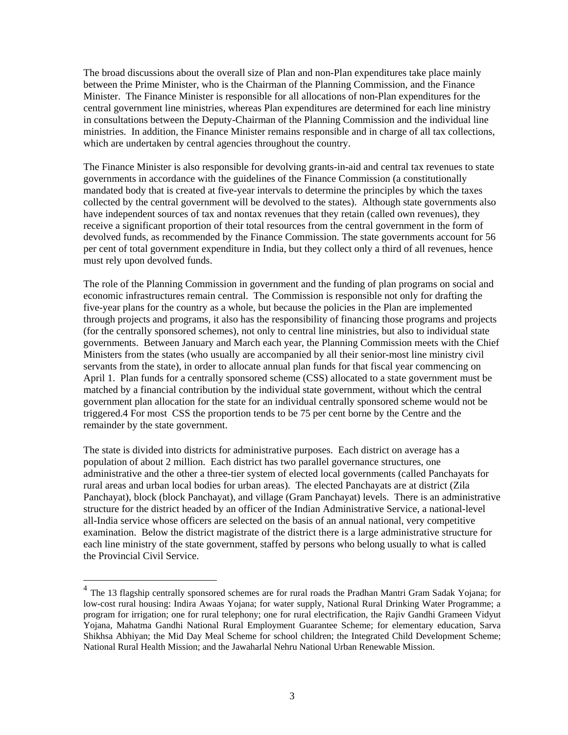The broad discussions about the overall size of Plan and non-Plan expenditures take place mainly between the Prime Minister, who is the Chairman of the Planning Commission, and the Finance Minister. The Finance Minister is responsible for all allocations of non-Plan expenditures for the central government line ministries, whereas Plan expenditures are determined for each line ministry in consultations between the Deputy-Chairman of the Planning Commission and the individual line ministries. In addition, the Finance Minister remains responsible and in charge of all tax collections, which are undertaken by central agencies throughout the country.

The Finance Minister is also responsible for devolving grants-in-aid and central tax revenues to state governments in accordance with the guidelines of the Finance Commission (a constitutionally mandated body that is created at five-year intervals to determine the principles by which the taxes collected by the central government will be devolved to the states). Although state governments also have independent sources of tax and nontax revenues that they retain (called own revenues), they receive a significant proportion of their total resources from the central government in the form of devolved funds, as recommended by the Finance Commission. The state governments account for 56 per cent of total government expenditure in India, but they collect only a third of all revenues, hence must rely upon devolved funds.

The role of the Planning Commission in government and the funding of plan programs on social and economic infrastructures remain central. The Commission is responsible not only for drafting the five-year plans for the country as a whole, but because the policies in the Plan are implemented through projects and programs, it also has the responsibility of financing those programs and projects (for the centrally sponsored schemes), not only to central line ministries, but also to individual state governments. Between January and March each year, the Planning Commission meets with the Chief Ministers from the states (who usually are accompanied by all their senior-most line ministry civil servants from the state), in order to allocate annual plan funds for that fiscal year commencing on April 1. Plan funds for a centrally sponsored scheme (CSS) allocated to a state government must be matched by a financial contribution by the individual state government, without which the central government plan allocation for the state for an individual centrally sponsored scheme would not be triggered.[4] For most CSS the proportion tends to be 75 per cent borne by the Centre and the remainder by the state government.

The state is divided into districts for administrative purposes. Each district on average has a population of about 2 million. Each district has two parallel governance structures, one administrative and the other a three-tier system of elected local governments (called Panchayats for rural areas and urban local bodies for urban areas). The elected Panchayats are at district (Zila Panchayat), block (block Panchayat), and village (Gram Panchayat) levels. There is an administrative structure for the district headed by an officer of the Indian Administrative Service, a national-level all-India service whose officers are selected on the basis of an annual national, very competitive examination. Below the district magistrate of the district there is a large administrative structure for each line ministry of the state government, staffed by persons who belong usually to what is called the Provincial Civil Service.

[4] The 13 flagship centrally sponsored schemes are for rural roads the Pradhan Mantri Gram Sadak Yojana; for low-cost rural housing: Indira Awaas Yojana; for water supply, National Rural Drinking Water Programme; a program for irrigation; one for rural telephony; one for rural electrification, the Rajiv Gandhi Grameen Vidyut Yojana, Mahatma Gandhi National Rural Employment Guarantee Scheme; for elementary education, Sarva Shikhsa Abhiyan; the Mid Day Meal Scheme for school children; the Integrated Child Development Scheme; National Rural Health Mission; and the Jawaharlal Nehru National Urban Renewable Mission.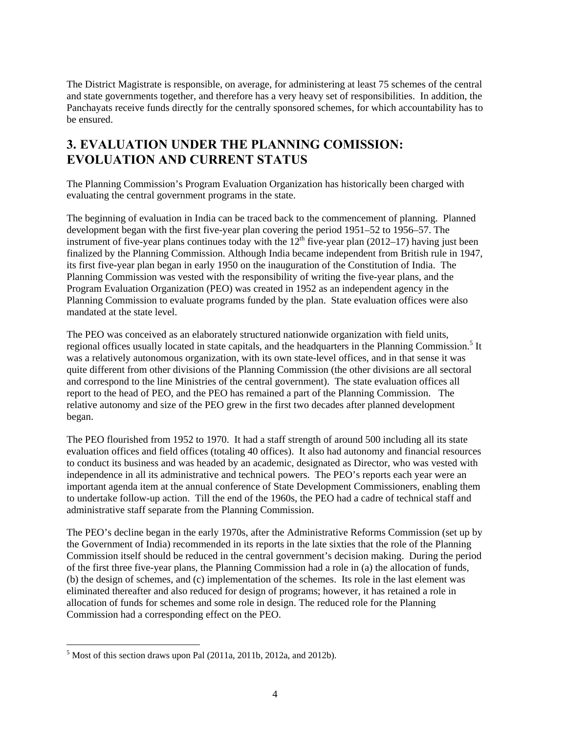The District Magistrate is responsible, on average, for administering at least 75 schemes of the central and state governments together, and therefore has a very heavy set of responsibilities. In addition, the Panchayats receive funds directly for the centrally sponsored schemes, for which accountability has to be ensured.

## 3. EVALUATION UNDER THE PLANNING COMISSION: EVOLUATION AND CURRENT STATUS

The Planning Commission's Program Evaluation Organization has historically been charged with evaluating the central government programs in the state.

The beginning of evaluation in India can be traced back to the commencement of planning. Planned development began with the first five-year plan covering the period 1951–52 to 1956–57. The instrument of five-year plans continues today with the 12th five-year plan (2012–17) having just been finalized by the Planning Commission. Although India became independent from British rule in 1947, its first five-year plan began in early 1950 on the inauguration of the Constitution of India. The Planning Commission was vested with the responsibility of writing the five-year plans, and the Program Evaluation Organization (PEO) was created in 1952 as an independent agency in the Planning Commission to evaluate programs funded by the plan. State evaluation offices were also mandated at the state level.

The PEO was conceived as an elaborately structured nationwide organization with field units, regional offices usually located in state capitals, and the headquarters in the Planning Commission.[5] It was a relatively autonomous organization, with its own state-level offices, and in that sense it was quite different from other divisions of the Planning Commission (the other divisions are all sectoral and correspond to the line Ministries of the central government). The state evaluation offices all report to the head of PEO, and the PEO has remained a part of the Planning Commission. The relative autonomy and size of the PEO grew in the first two decades after planned development began.

The PEO flourished from 1952 to 1970. It had a staff strength of around 500 including all its state evaluation offices and field offices (totaling 40 offices). It also had autonomy and financial resources to conduct its business and was headed by an academic, designated as Director, who was vested with independence in all its administrative and technical powers. The PEO's reports each year were an important agenda item at the annual conference of State Development Commissioners, enabling them to undertake follow-up action. Till the end of the 1960s, the PEO had a cadre of technical staff and administrative staff separate from the Planning Commission.

The PEO's decline began in the early 1970s, after the Administrative Reforms Commission (set up by the Government of India) recommended in its reports in the late sixties that the role of the Planning Commission itself should be reduced in the central government's decision making. During the period of the first three five-year plans, the Planning Commission had a role in (a) the allocation of funds, (b) the design of schemes, and (c) implementation of the schemes. Its role in the last element was eliminated thereafter and also reduced for design of programs; however, it has retained a role in allocation of funds for schemes and some role in design. The reduced role for the Planning Commission had a corresponding effect on the PEO.

[5] Most of this section draws upon Pal (2011a, 2011b, 2012a, and 2012b).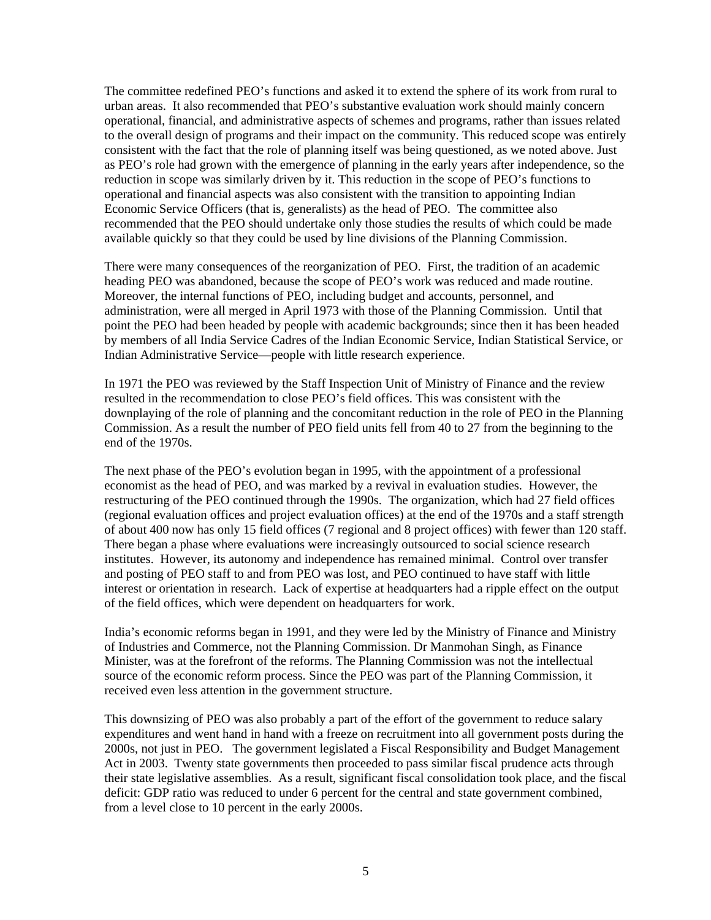The committee redefined PEO's functions and asked it to extend the sphere of its work from rural to urban areas. It also recommended that PEO's substantive evaluation work should mainly concern operational, financial, and administrative aspects of schemes and programs, rather than issues related to the overall design of programs and their impact on the community. This reduced scope was entirely consistent with the fact that the role of planning itself was being questioned, as we noted above. Just as PEO's role had grown with the emergence of planning in the early years after independence, so the reduction in scope was similarly driven by it. This reduction in the scope of PEO's functions to operational and financial aspects was also consistent with the transition to appointing Indian Economic Service Officers (that is, generalists) as the head of PEO. The committee also recommended that the PEO should undertake only those studies the results of which could be made available quickly so that they could be used by line divisions of the Planning Commission.

There were many consequences of the reorganization of PEO. First, the tradition of an academic heading PEO was abandoned, because the scope of PEO's work was reduced and made routine. Moreover, the internal functions of PEO, including budget and accounts, personnel, and administration, were all merged in April 1973 with those of the Planning Commission. Until that point the PEO had been headed by people with academic backgrounds; since then it has been headed by members of all India Service Cadres of the Indian Economic Service, Indian Statistical Service, or Indian Administrative Service—people with little research experience.

In 1971 the PEO was reviewed by the Staff Inspection Unit of Ministry of Finance and the review resulted in the recommendation to close PEO's field offices. This was consistent with the downplaying of the role of planning and the concomitant reduction in the role of PEO in the Planning Commission. As a result the number of PEO field units fell from 40 to 27 from the beginning to the end of the 1970s.

The next phase of the PEO's evolution began in 1995, with the appointment of a professional economist as the head of PEO, and was marked by a revival in evaluation studies. However, the restructuring of the PEO continued through the 1990s. The organization, which had 27 field offices (regional evaluation offices and project evaluation offices) at the end of the 1970s and a staff strength of about 400 now has only 15 field offices (7 regional and 8 project offices) with fewer than 120 staff. There began a phase where evaluations were increasingly outsourced to social science research institutes. However, its autonomy and independence has remained minimal. Control over transfer and posting of PEO staff to and from PEO was lost, and PEO continued to have staff with little interest or orientation in research. Lack of expertise at headquarters had a ripple effect on the output of the field offices, which were dependent on headquarters for work.

India's economic reforms began in 1991, and they were led by the Ministry of Finance and Ministry of Industries and Commerce, not the Planning Commission. Dr Manmohan Singh, as Finance Minister, was at the forefront of the reforms. The Planning Commission was not the intellectual source of the economic reform process. Since the PEO was part of the Planning Commission, it received even less attention in the government structure.

This downsizing of PEO was also probably a part of the effort of the government to reduce salary expenditures and went hand in hand with a freeze on recruitment into all government posts during the 2000s, not just in PEO. The government legislated a Fiscal Responsibility and Budget Management Act in 2003. Twenty state governments then proceeded to pass similar fiscal prudence acts through their state legislative assemblies. As a result, significant fiscal consolidation took place, and the fiscal deficit: GDP ratio was reduced to under 6 percent for the central and state government combined, from a level close to 10 percent in the early 2000s.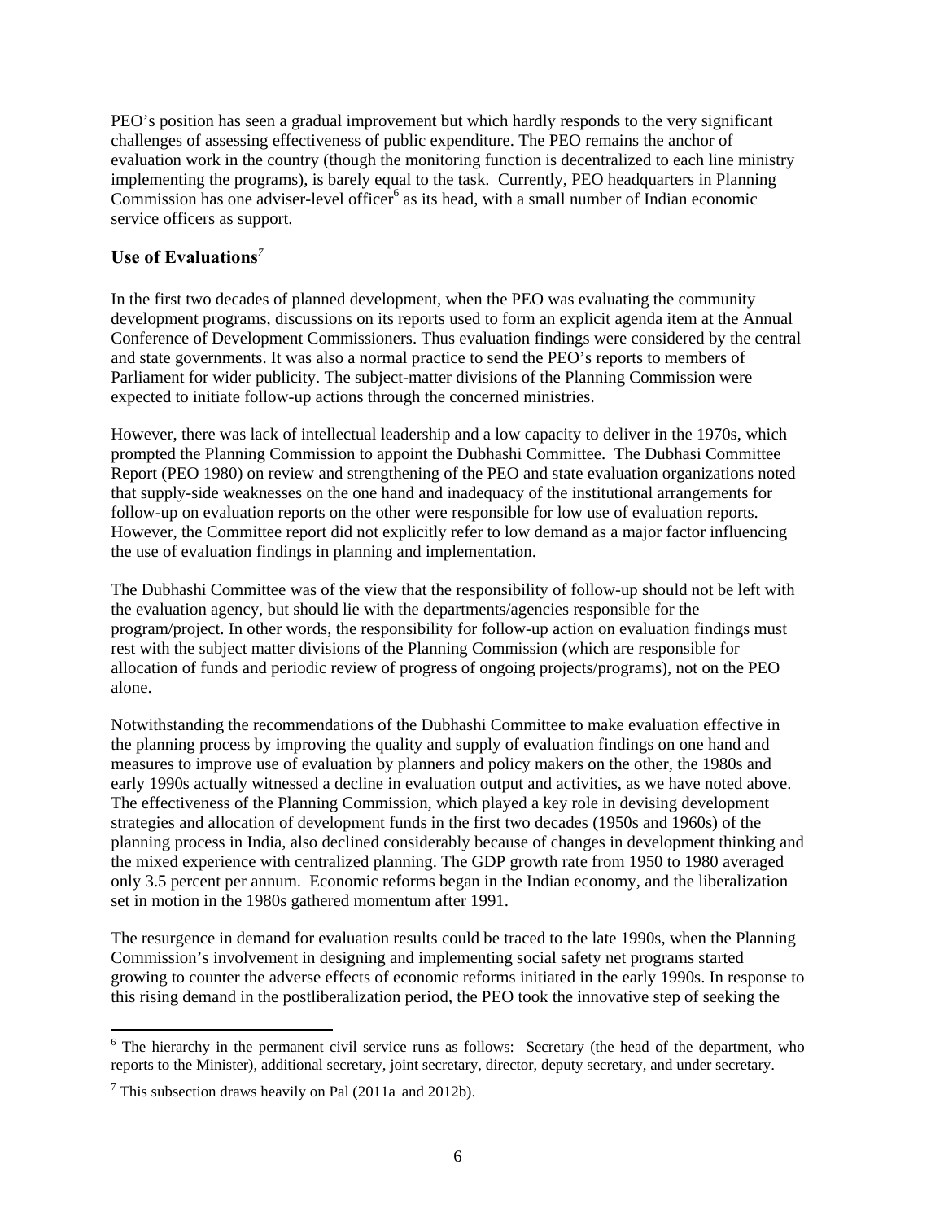PEO's position has seen a gradual improvement but which hardly responds to the very significant challenges of assessing effectiveness of public expenditure. The PEO remains the anchor of evaluation work in the country (though the monitoring function is decentralized to each line ministry implementing the programs), is barely equal to the task. Currently, PEO headquarters in Planning Commission has one adviser-level officer[6] as its head, with a small number of Indian economic service officers as support.

## Use of Evaluations[7]

In the first two decades of planned development, when the PEO was evaluating the community development programs, discussions on its reports used to form an explicit agenda item at the Annual Conference of Development Commissioners. Thus evaluation findings were considered by the central and state governments. It was also a normal practice to send the PEO's reports to members of Parliament for wider publicity. The subject-matter divisions of the Planning Commission were expected to initiate follow-up actions through the concerned ministries.

However, there was lack of intellectual leadership and a low capacity to deliver in the 1970s, which prompted the Planning Commission to appoint the Dubhashi Committee. The Dubhasi Committee Report (PEO 1980) on review and strengthening of the PEO and state evaluation organizations noted that supply-side weaknesses on the one hand and inadequacy of the institutional arrangements for follow-up on evaluation reports on the other were responsible for low use of evaluation reports. However, the Committee report did not explicitly refer to low demand as a major factor influencing the use of evaluation findings in planning and implementation.

The Dubhashi Committee was of the view that the responsibility of follow-up should not be left with the evaluation agency, but should lie with the departments/agencies responsible for the program/project. In other words, the responsibility for follow-up action on evaluation findings must rest with the subject matter divisions of the Planning Commission (which are responsible for allocation of funds and periodic review of progress of ongoing projects/programs), not on the PEO alone.

Notwithstanding the recommendations of the Dubhashi Committee to make evaluation effective in the planning process by improving the quality and supply of evaluation findings on one hand and measures to improve use of evaluation by planners and policy makers on the other, the 1980s and early 1990s actually witnessed a decline in evaluation output and activities, as we have noted above. The effectiveness of the Planning Commission, which played a key role in devising development strategies and allocation of development funds in the first two decades (1950s and 1960s) of the planning process in India, also declined considerably because of changes in development thinking and the mixed experience with centralized planning. The GDP growth rate from 1950 to 1980 averaged only 3.5 percent per annum. Economic reforms began in the Indian economy, and the liberalization set in motion in the 1980s gathered momentum after 1991.

The resurgence in demand for evaluation results could be traced to the late 1990s, when the Planning Commission's involvement in designing and implementing social safety net programs started growing to counter the adverse effects of economic reforms initiated in the early 1990s. In response to this rising demand in the postliberalization period, the PEO took the innovative step of seeking the

---

[6] The hierarchy in the permanent civil service runs as follows: Secretary (the head of the department, who reports to the Minister), additional secretary, joint secretary, director, deputy secretary, and under secretary.

[7] This subsection draws heavily on Pal (2011a and 2012b).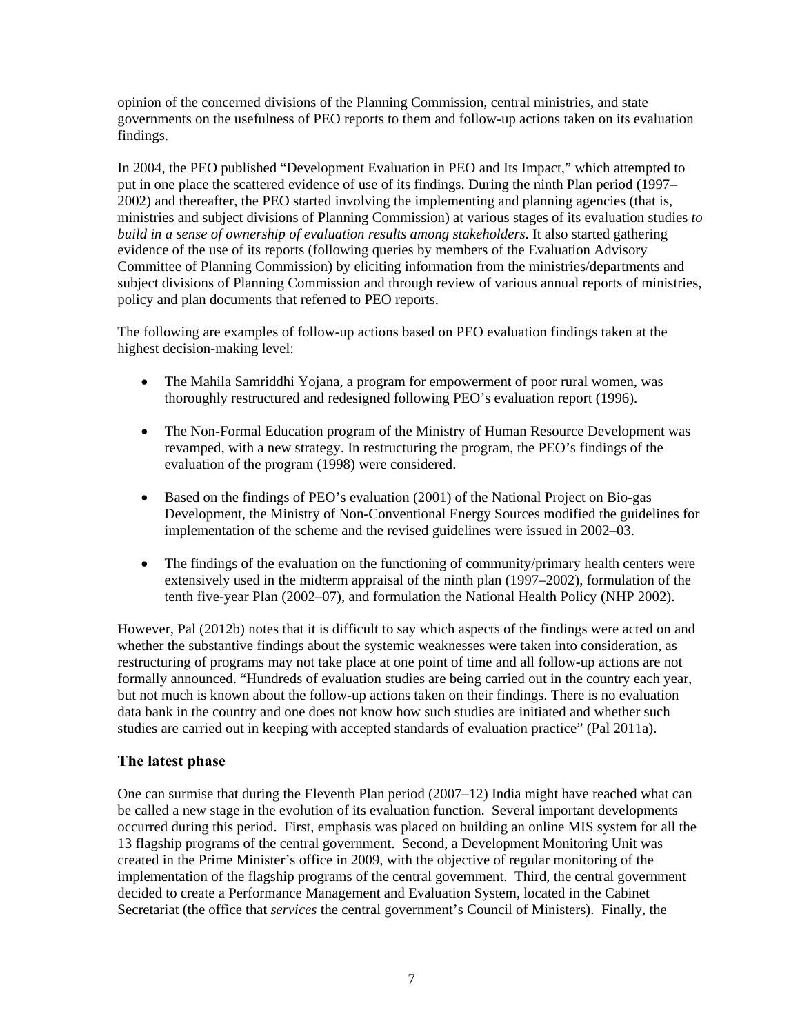opinion of the concerned divisions of the Planning Commission, central ministries, and state governments on the usefulness of PEO reports to them and follow-up actions taken on its evaluation findings.

In 2004, the PEO published "Development Evaluation in PEO and Its Impact," which attempted to put in one place the scattered evidence of use of its findings. During the ninth Plan period (1997–2002) and thereafter, the PEO started involving the implementing and planning agencies (that is, ministries and subject divisions of Planning Commission) at various stages of its evaluation studies *to build in a sense of ownership of evaluation results among stakeholders*. It also started gathering evidence of the use of its reports (following queries by members of the Evaluation Advisory Committee of Planning Commission) by eliciting information from the ministries/departments and subject divisions of Planning Commission and through review of various annual reports of ministries, policy and plan documents that referred to PEO reports.

The following are examples of follow-up actions based on PEO evaluation findings taken at the highest decision-making level:

- The Mahila Samriddhi Yojana, a program for empowerment of poor rural women, was thoroughly restructured and redesigned following PEO's evaluation report (1996).
- The Non-Formal Education program of the Ministry of Human Resource Development was revamped, with a new strategy. In restructuring the program, the PEO's findings of the evaluation of the program (1998) were considered.
- Based on the findings of PEO's evaluation (2001) of the National Project on Bio-gas Development, the Ministry of Non-Conventional Energy Sources modified the guidelines for implementation of the scheme and the revised guidelines were issued in 2002–03.
- The findings of the evaluation on the functioning of community/primary health centers were extensively used in the midterm appraisal of the ninth plan (1997–2002), formulation of the tenth five-year Plan (2002–07), and formulation the National Health Policy (NHP 2002).

However, Pal (2012b) notes that it is difficult to say which aspects of the findings were acted on and whether the substantive findings about the systemic weaknesses were taken into consideration, as restructuring of programs may not take place at one point of time and all follow-up actions are not formally announced. "Hundreds of evaluation studies are being carried out in the country each year, but not much is known about the follow-up actions taken on their findings. There is no evaluation data bank in the country and one does not know how such studies are initiated and whether such studies are carried out in keeping with accepted standards of evaluation practice" (Pal 2011a).

## The latest phase

One can surmise that during the Eleventh Plan period (2007–12) India might have reached what can be called a new stage in the evolution of its evaluation function. Several important developments occurred during this period. First, emphasis was placed on building an online MIS system for all the 13 flagship programs of the central government. Second, a Development Monitoring Unit was created in the Prime Minister's office in 2009, with the objective of regular monitoring of the implementation of the flagship programs of the central government. Third, the central government decided to create a Performance Management and Evaluation System, located in the Cabinet Secretariat (the office that *services* the central government's Council of Ministers). Finally, the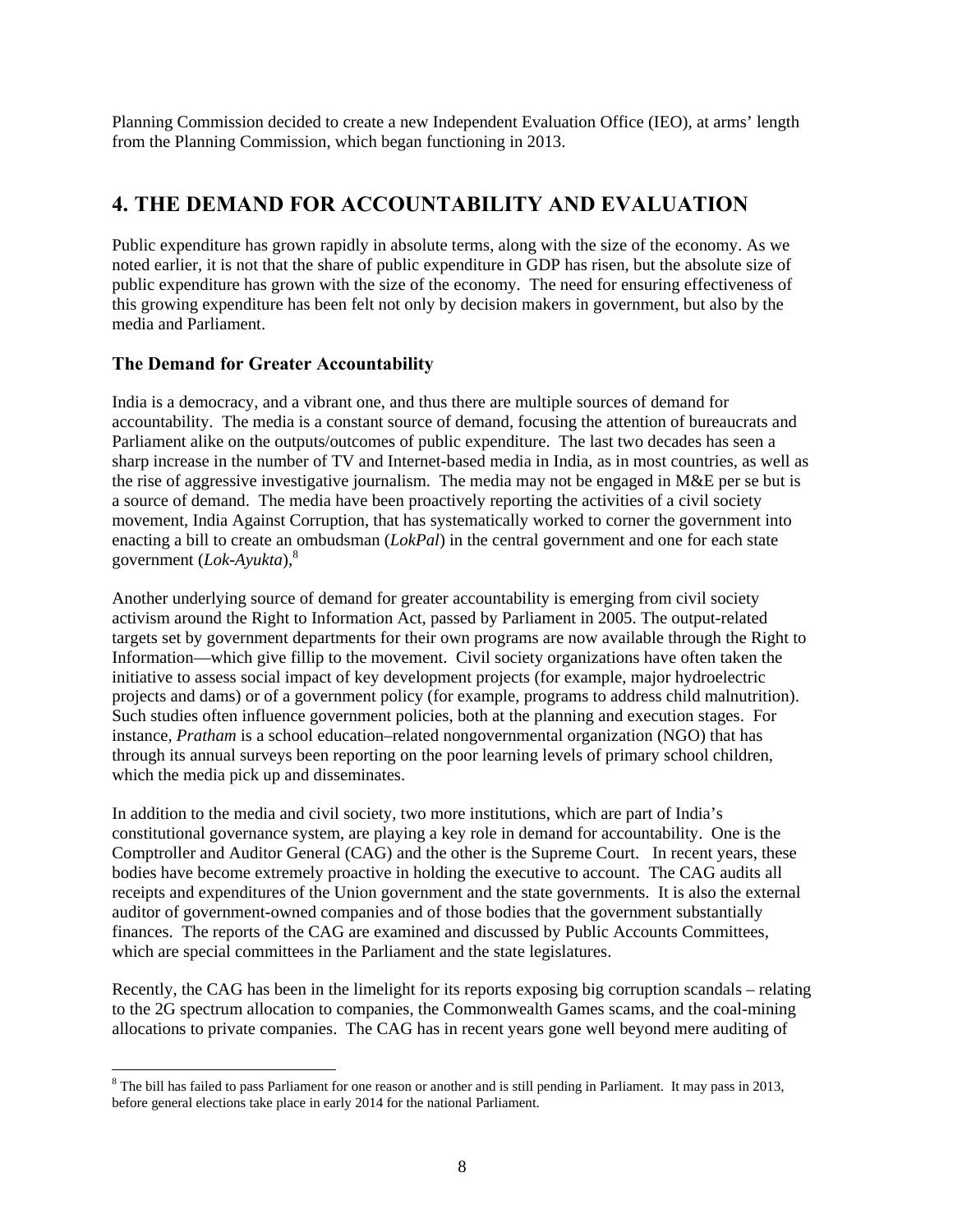Planning Commission decided to create a new Independent Evaluation Office (IEO), at arms' length from the Planning Commission, which began functioning in 2013.

## 4. THE DEMAND FOR ACCOUNTABILITY AND EVALUATION

Public expenditure has grown rapidly in absolute terms, along with the size of the economy. As we noted earlier, it is not that the share of public expenditure in GDP has risen, but the absolute size of public expenditure has grown with the size of the economy. The need for ensuring effectiveness of this growing expenditure has been felt not only by decision makers in government, but also by the media and Parliament.

### The Demand for Greater Accountability

India is a democracy, and a vibrant one, and thus there are multiple sources of demand for accountability. The media is a constant source of demand, focusing the attention of bureaucrats and Parliament alike on the outputs/outcomes of public expenditure. The last two decades has seen a sharp increase in the number of TV and Internet-based media in India, as in most countries, as well as the rise of aggressive investigative journalism. The media may not be engaged in M&E per se but is a source of demand. The media have been proactively reporting the activities of a civil society movement, India Against Corruption, that has systematically worked to corner the government into enacting a bill to create an ombudsman (*LokPal*) in the central government and one for each state government (*Lok-Ayukta*),[8]

Another underlying source of demand for greater accountability is emerging from civil society activism around the Right to Information Act, passed by Parliament in 2005. The output-related targets set by government departments for their own programs are now available through the Right to Information—which give fillip to the movement. Civil society organizations have often taken the initiative to assess social impact of key development projects (for example, major hydroelectric projects and dams) or of a government policy (for example, programs to address child malnutrition). Such studies often influence government policies, both at the planning and execution stages. For instance, *Pratham* is a school education–related nongovernmental organization (NGO) that has through its annual surveys been reporting on the poor learning levels of primary school children, which the media pick up and disseminates.

In addition to the media and civil society, two more institutions, which are part of India's constitutional governance system, are playing a key role in demand for accountability. One is the Comptroller and Auditor General (CAG) and the other is the Supreme Court. In recent years, these bodies have become extremely proactive in holding the executive to account. The CAG audits all receipts and expenditures of the Union government and the state governments. It is also the external auditor of government-owned companies and of those bodies that the government substantially finances. The reports of the CAG are examined and discussed by Public Accounts Committees, which are special committees in the Parliament and the state legislatures.

Recently, the CAG has been in the limelight for its reports exposing big corruption scandals – relating to the 2G spectrum allocation to companies, the Commonwealth Games scams, and the coal-mining allocations to private companies. The CAG has in recent years gone well beyond mere auditing of

[8] The bill has failed to pass Parliament for one reason or another and is still pending in Parliament. It may pass in 2013, before general elections take place in early 2014 for the national Parliament.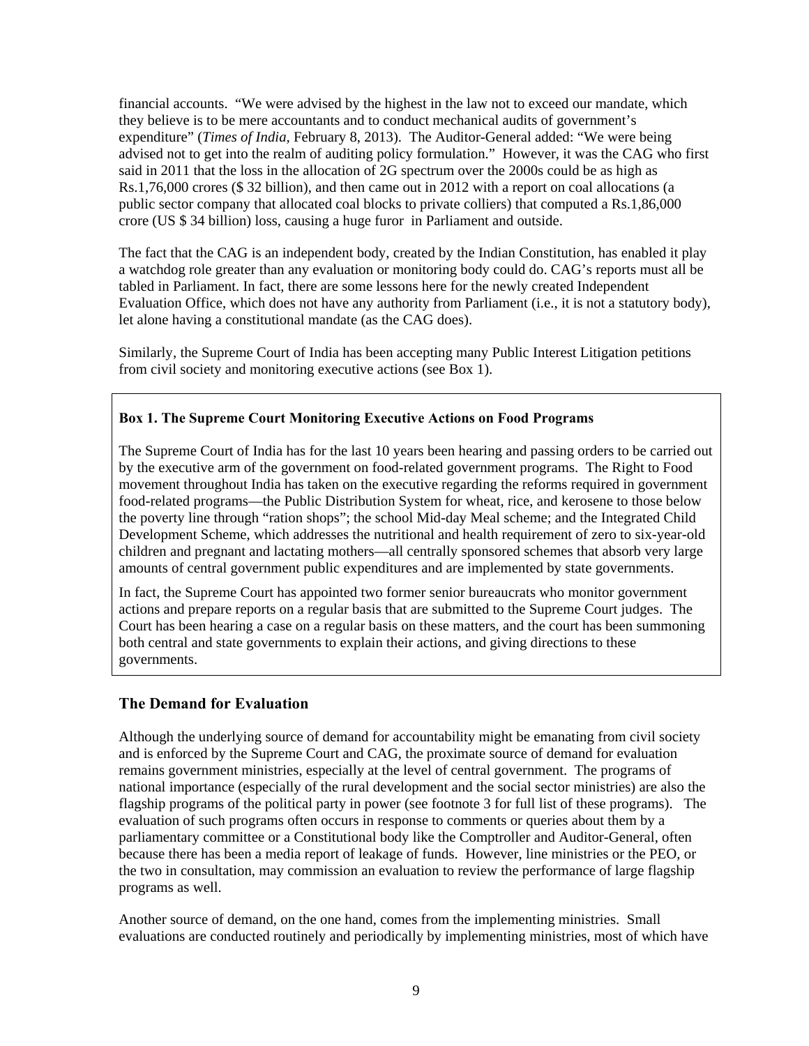financial accounts. "We were advised by the highest in the law not to exceed our mandate, which they believe is to be mere accountants and to conduct mechanical audits of government's expenditure" (*Times of India*, February 8, 2013). The Auditor-General added: "We were being advised not to get into the realm of auditing policy formulation." However, it was the CAG who first said in 2011 that the loss in the allocation of 2G spectrum over the 2000s could be as high as Rs.1,76,000 crores ($ 32 billion), and then came out in 2012 with a report on coal allocations (a public sector company that allocated coal blocks to private colliers) that computed a Rs.1,86,000 crore (US $ 34 billion) loss, causing a huge furor in Parliament and outside.

The fact that the CAG is an independent body, created by the Indian Constitution, has enabled it play a watchdog role greater than any evaluation or monitoring body could do. CAG's reports must all be tabled in Parliament. In fact, there are some lessons here for the newly created Independent Evaluation Office, which does not have any authority from Parliament (i.e., it is not a statutory body), let alone having a constitutional mandate (as the CAG does).

Similarly, the Supreme Court of India has been accepting many Public Interest Litigation petitions from civil society and monitoring executive actions (see Box 1).

**Box 1. The Supreme Court Monitoring Executive Actions on Food Programs**

The Supreme Court of India has for the last 10 years been hearing and passing orders to be carried out by the executive arm of the government on food-related government programs. The Right to Food movement throughout India has taken on the executive regarding the reforms required in government food-related programs—the Public Distribution System for wheat, rice, and kerosene to those below the poverty line through "ration shops"; the school Mid-day Meal scheme; and the Integrated Child Development Scheme, which addresses the nutritional and health requirement of zero to six-year-old children and pregnant and lactating mothers—all centrally sponsored schemes that absorb very large amounts of central government public expenditures and are implemented by state governments.

In fact, the Supreme Court has appointed two former senior bureaucrats who monitor government actions and prepare reports on a regular basis that are submitted to the Supreme Court judges. The Court has been hearing a case on a regular basis on these matters, and the court has been summoning both central and state governments to explain their actions, and giving directions to these governments.

## The Demand for Evaluation

Although the underlying source of demand for accountability might be emanating from civil society and is enforced by the Supreme Court and CAG, the proximate source of demand for evaluation remains government ministries, especially at the level of central government. The programs of national importance (especially of the rural development and the social sector ministries) are also the flagship programs of the political party in power (see footnote 3 for full list of these programs). The evaluation of such programs often occurs in response to comments or queries about them by a parliamentary committee or a Constitutional body like the Comptroller and Auditor-General, often because there has been a media report of leakage of funds. However, line ministries or the PEO, or the two in consultation, may commission an evaluation to review the performance of large flagship programs as well.

Another source of demand, on the one hand, comes from the implementing ministries. Small evaluations are conducted routinely and periodically by implementing ministries, most of which have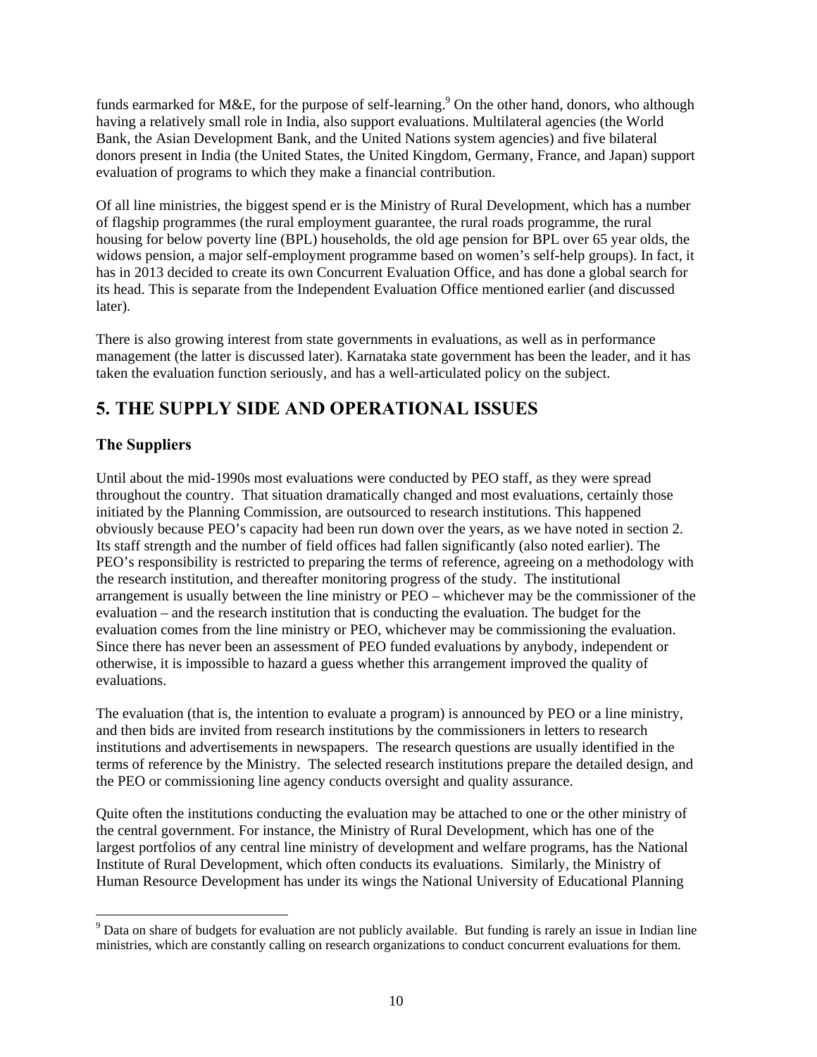funds earmarked for M&E, for the purpose of self-learning.[9] On the other hand, donors, who although having a relatively small role in India, also support evaluations. Multilateral agencies (the World Bank, the Asian Development Bank, and the United Nations system agencies) and five bilateral donors present in India (the United States, the United Kingdom, Germany, France, and Japan) support evaluation of programs to which they make a financial contribution.

Of all line ministries, the biggest spend er is the Ministry of Rural Development, which has a number of flagship programmes (the rural employment guarantee, the rural roads programme, the rural housing for below poverty line (BPL) households, the old age pension for BPL over 65 year olds, the widows pension, a major self-employment programme based on women's self-help groups). In fact, it has in 2013 decided to create its own Concurrent Evaluation Office, and has done a global search for its head. This is separate from the Independent Evaluation Office mentioned earlier (and discussed later).

There is also growing interest from state governments in evaluations, as well as in performance management (the latter is discussed later). Karnataka state government has been the leader, and it has taken the evaluation function seriously, and has a well-articulated policy on the subject.

## 5. THE SUPPLY SIDE AND OPERATIONAL ISSUES

### The Suppliers

Until about the mid-1990s most evaluations were conducted by PEO staff, as they were spread throughout the country. That situation dramatically changed and most evaluations, certainly those initiated by the Planning Commission, are outsourced to research institutions. This happened obviously because PEO's capacity had been run down over the years, as we have noted in section 2. Its staff strength and the number of field offices had fallen significantly (also noted earlier). The PEO's responsibility is restricted to preparing the terms of reference, agreeing on a methodology with the research institution, and thereafter monitoring progress of the study. The institutional arrangement is usually between the line ministry or PEO – whichever may be the commissioner of the evaluation – and the research institution that is conducting the evaluation. The budget for the evaluation comes from the line ministry or PEO, whichever may be commissioning the evaluation. Since there has never been an assessment of PEO funded evaluations by anybody, independent or otherwise, it is impossible to hazard a guess whether this arrangement improved the quality of evaluations.

The evaluation (that is, the intention to evaluate a program) is announced by PEO or a line ministry, and then bids are invited from research institutions by the commissioners in letters to research institutions and advertisements in newspapers. The research questions are usually identified in the terms of reference by the Ministry. The selected research institutions prepare the detailed design, and the PEO or commissioning line agency conducts oversight and quality assurance.

Quite often the institutions conducting the evaluation may be attached to one or the other ministry of the central government. For instance, the Ministry of Rural Development, which has one of the largest portfolios of any central line ministry of development and welfare programs, has the National Institute of Rural Development, which often conducts its evaluations. Similarly, the Ministry of Human Resource Development has under its wings the National University of Educational Planning

[9] Data on share of budgets for evaluation are not publicly available. But funding is rarely an issue in Indian line ministries, which are constantly calling on research organizations to conduct concurrent evaluations for them.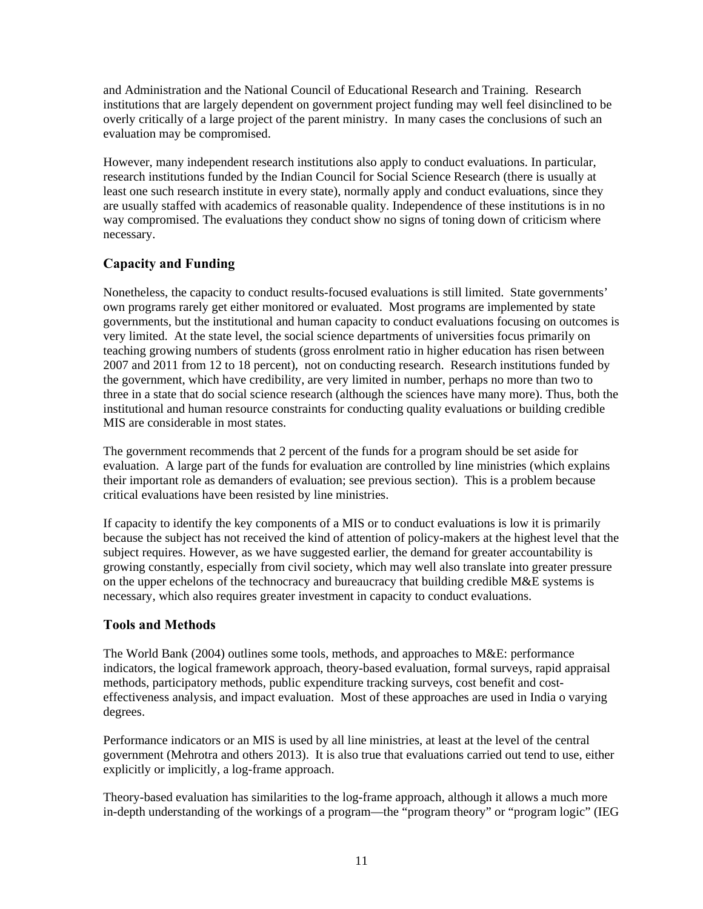and Administration and the National Council of Educational Research and Training. Research institutions that are largely dependent on government project funding may well feel disinclined to be overly critically of a large project of the parent ministry. In many cases the conclusions of such an evaluation may be compromised.

However, many independent research institutions also apply to conduct evaluations. In particular, research institutions funded by the Indian Council for Social Science Research (there is usually at least one such research institute in every state), normally apply and conduct evaluations, since they are usually staffed with academics of reasonable quality. Independence of these institutions is in no way compromised. The evaluations they conduct show no signs of toning down of criticism where necessary.

## Capacity and Funding

Nonetheless, the capacity to conduct results-focused evaluations is still limited. State governments' own programs rarely get either monitored or evaluated. Most programs are implemented by state governments, but the institutional and human capacity to conduct evaluations focusing on outcomes is very limited. At the state level, the social science departments of universities focus primarily on teaching growing numbers of students (gross enrolment ratio in higher education has risen between 2007 and 2011 from 12 to 18 percent), not on conducting research. Research institutions funded by the government, which have credibility, are very limited in number, perhaps no more than two to three in a state that do social science research (although the sciences have many more). Thus, both the institutional and human resource constraints for conducting quality evaluations or building credible MIS are considerable in most states.

The government recommends that 2 percent of the funds for a program should be set aside for evaluation. A large part of the funds for evaluation are controlled by line ministries (which explains their important role as demanders of evaluation; see previous section). This is a problem because critical evaluations have been resisted by line ministries.

If capacity to identify the key components of a MIS or to conduct evaluations is low it is primarily because the subject has not received the kind of attention of policy-makers at the highest level that the subject requires. However, as we have suggested earlier, the demand for greater accountability is growing constantly, especially from civil society, which may well also translate into greater pressure on the upper echelons of the technocracy and bureaucracy that building credible M&E systems is necessary, which also requires greater investment in capacity to conduct evaluations.

## Tools and Methods

The World Bank (2004) outlines some tools, methods, and approaches to M&E: performance indicators, the logical framework approach, theory-based evaluation, formal surveys, rapid appraisal methods, participatory methods, public expenditure tracking surveys, cost benefit and cost-effectiveness analysis, and impact evaluation. Most of these approaches are used in India o varying degrees.

Performance indicators or an MIS is used by all line ministries, at least at the level of the central government (Mehrotra and others 2013). It is also true that evaluations carried out tend to use, either explicitly or implicitly, a log-frame approach.

Theory-based evaluation has similarities to the log-frame approach, although it allows a much more in-depth understanding of the workings of a program—the "program theory" or "program logic" (IEG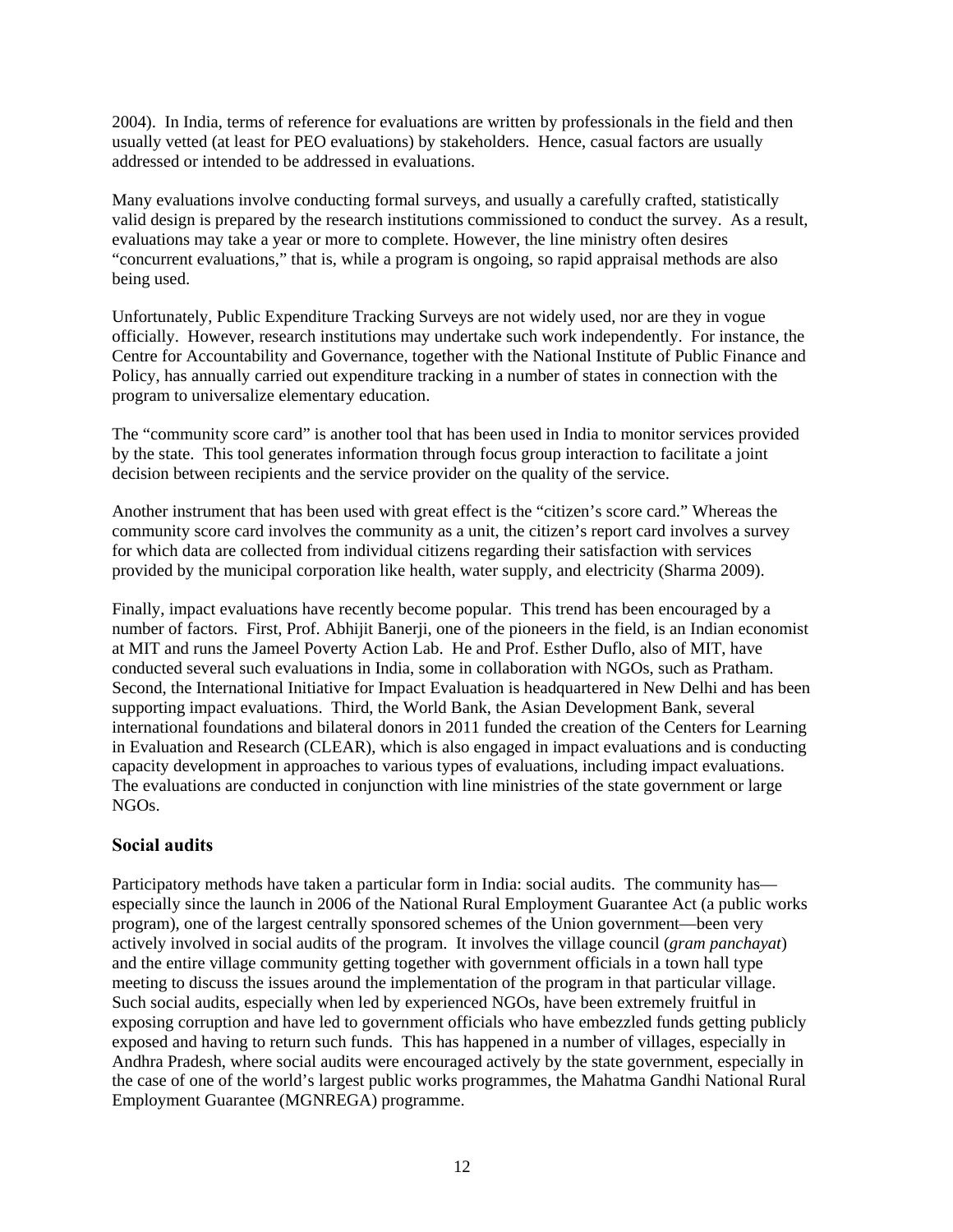2004). In India, terms of reference for evaluations are written by professionals in the field and then usually vetted (at least for PEO evaluations) by stakeholders. Hence, casual factors are usually addressed or intended to be addressed in evaluations.

Many evaluations involve conducting formal surveys, and usually a carefully crafted, statistically valid design is prepared by the research institutions commissioned to conduct the survey. As a result, evaluations may take a year or more to complete. However, the line ministry often desires "concurrent evaluations," that is, while a program is ongoing, so rapid appraisal methods are also being used.

Unfortunately, Public Expenditure Tracking Surveys are not widely used, nor are they in vogue officially. However, research institutions may undertake such work independently. For instance, the Centre for Accountability and Governance, together with the National Institute of Public Finance and Policy, has annually carried out expenditure tracking in a number of states in connection with the program to universalize elementary education.

The "community score card" is another tool that has been used in India to monitor services provided by the state. This tool generates information through focus group interaction to facilitate a joint decision between recipients and the service provider on the quality of the service.

Another instrument that has been used with great effect is the "citizen's score card." Whereas the community score card involves the community as a unit, the citizen's report card involves a survey for which data are collected from individual citizens regarding their satisfaction with services provided by the municipal corporation like health, water supply, and electricity (Sharma 2009).

Finally, impact evaluations have recently become popular. This trend has been encouraged by a number of factors. First, Prof. Abhijit Banerji, one of the pioneers in the field, is an Indian economist at MIT and runs the Jameel Poverty Action Lab. He and Prof. Esther Duflo, also of MIT, have conducted several such evaluations in India, some in collaboration with NGOs, such as Pratham. Second, the International Initiative for Impact Evaluation is headquartered in New Delhi and has been supporting impact evaluations. Third, the World Bank, the Asian Development Bank, several international foundations and bilateral donors in 2011 funded the creation of the Centers for Learning in Evaluation and Research (CLEAR), which is also engaged in impact evaluations and is conducting capacity development in approaches to various types of evaluations, including impact evaluations. The evaluations are conducted in conjunction with line ministries of the state government or large NGOs.

### Social audits

Participatory methods have taken a particular form in India: social audits. The community has—especially since the launch in 2006 of the National Rural Employment Guarantee Act (a public works program), one of the largest centrally sponsored schemes of the Union government—been very actively involved in social audits of the program. It involves the village council (*gram panchayat*) and the entire village community getting together with government officials in a town hall type meeting to discuss the issues around the implementation of the program in that particular village. Such social audits, especially when led by experienced NGOs, have been extremely fruitful in exposing corruption and have led to government officials who have embezzled funds getting publicly exposed and having to return such funds. This has happened in a number of villages, especially in Andhra Pradesh, where social audits were encouraged actively by the state government, especially in the case of one of the world's largest public works programmes, the Mahatma Gandhi National Rural Employment Guarantee (MGNREGA) programme.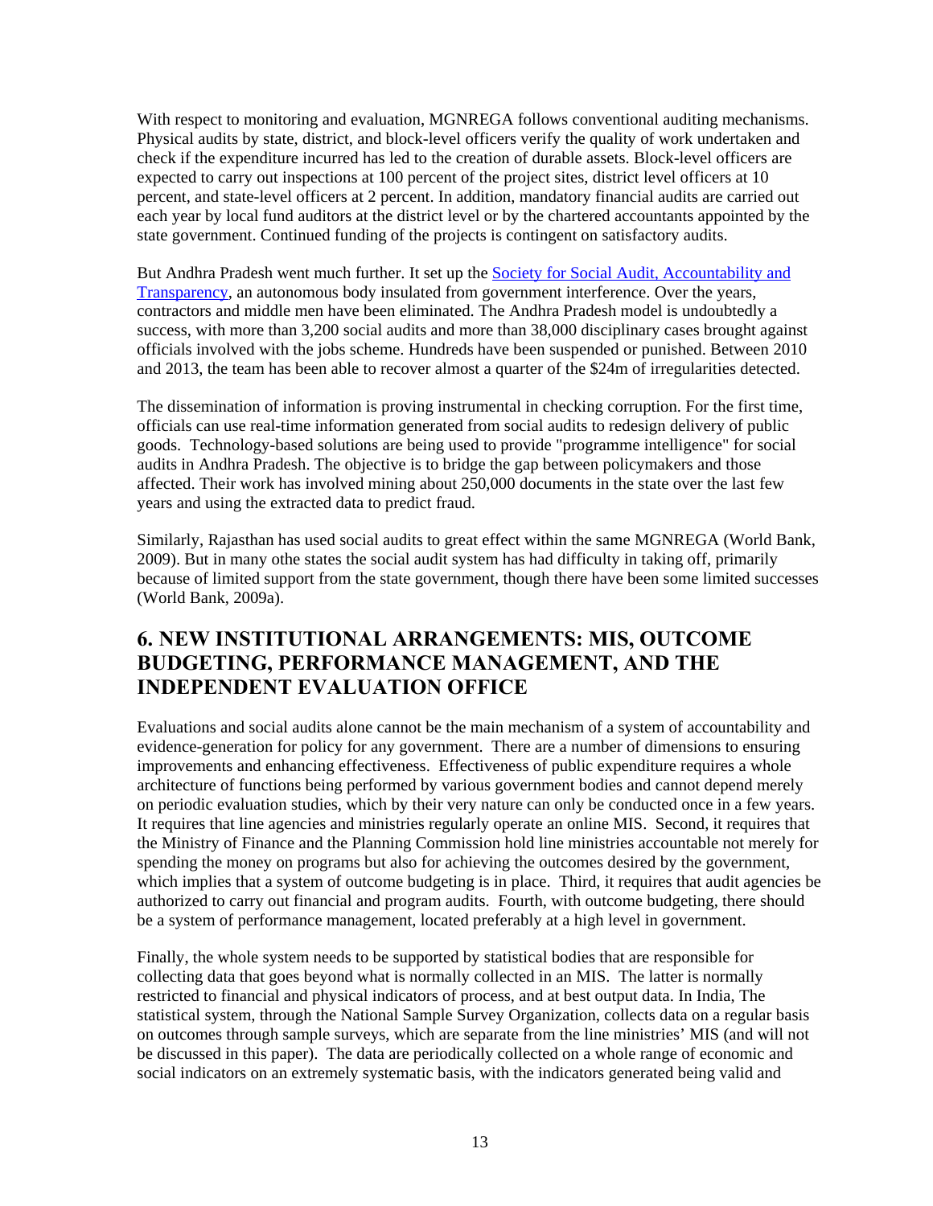With respect to monitoring and evaluation, MGNREGA follows conventional auditing mechanisms. Physical audits by state, district, and block-level officers verify the quality of work undertaken and check if the expenditure incurred has led to the creation of durable assets. Block-level officers are expected to carry out inspections at 100 percent of the project sites, district level officers at 10 percent, and state-level officers at 2 percent. In addition, mandatory financial audits are carried out each year by local fund auditors at the district level or by the chartered accountants appointed by the state government. Continued funding of the projects is contingent on satisfactory audits.

But Andhra Pradesh went much further. It set up the Society for Social Audit, Accountability and Transparency, an autonomous body insulated from government interference. Over the years, contractors and middle men have been eliminated. The Andhra Pradesh model is undoubtedly a success, with more than 3,200 social audits and more than 38,000 disciplinary cases brought against officials involved with the jobs scheme. Hundreds have been suspended or punished. Between 2010 and 2013, the team has been able to recover almost a quarter of the $24m of irregularities detected.

The dissemination of information is proving instrumental in checking corruption. For the first time, officials can use real-time information generated from social audits to redesign delivery of public goods. Technology-based solutions are being used to provide "programme intelligence" for social audits in Andhra Pradesh. The objective is to bridge the gap between policymakers and those affected. Their work has involved mining about 250,000 documents in the state over the last few years and using the extracted data to predict fraud.

Similarly, Rajasthan has used social audits to great effect within the same MGNREGA (World Bank, 2009). But in many othe states the social audit system has had difficulty in taking off, primarily because of limited support from the state government, though there have been some limited successes (World Bank, 2009a).

## 6. NEW INSTITUTIONAL ARRANGEMENTS: MIS, OUTCOME BUDGETING, PERFORMANCE MANAGEMENT, AND THE INDEPENDENT EVALUATION OFFICE

Evaluations and social audits alone cannot be the main mechanism of a system of accountability and evidence-generation for policy for any government. There are a number of dimensions to ensuring improvements and enhancing effectiveness. Effectiveness of public expenditure requires a whole architecture of functions being performed by various government bodies and cannot depend merely on periodic evaluation studies, which by their very nature can only be conducted once in a few years. It requires that line agencies and ministries regularly operate an online MIS. Second, it requires that the Ministry of Finance and the Planning Commission hold line ministries accountable not merely for spending the money on programs but also for achieving the outcomes desired by the government, which implies that a system of outcome budgeting is in place. Third, it requires that audit agencies be authorized to carry out financial and program audits. Fourth, with outcome budgeting, there should be a system of performance management, located preferably at a high level in government.

Finally, the whole system needs to be supported by statistical bodies that are responsible for collecting data that goes beyond what is normally collected in an MIS. The latter is normally restricted to financial and physical indicators of process, and at best output data. In India, The statistical system, through the National Sample Survey Organization, collects data on a regular basis on outcomes through sample surveys, which are separate from the line ministries' MIS (and will not be discussed in this paper). The data are periodically collected on a whole range of economic and social indicators on an extremely systematic basis, with the indicators generated being valid and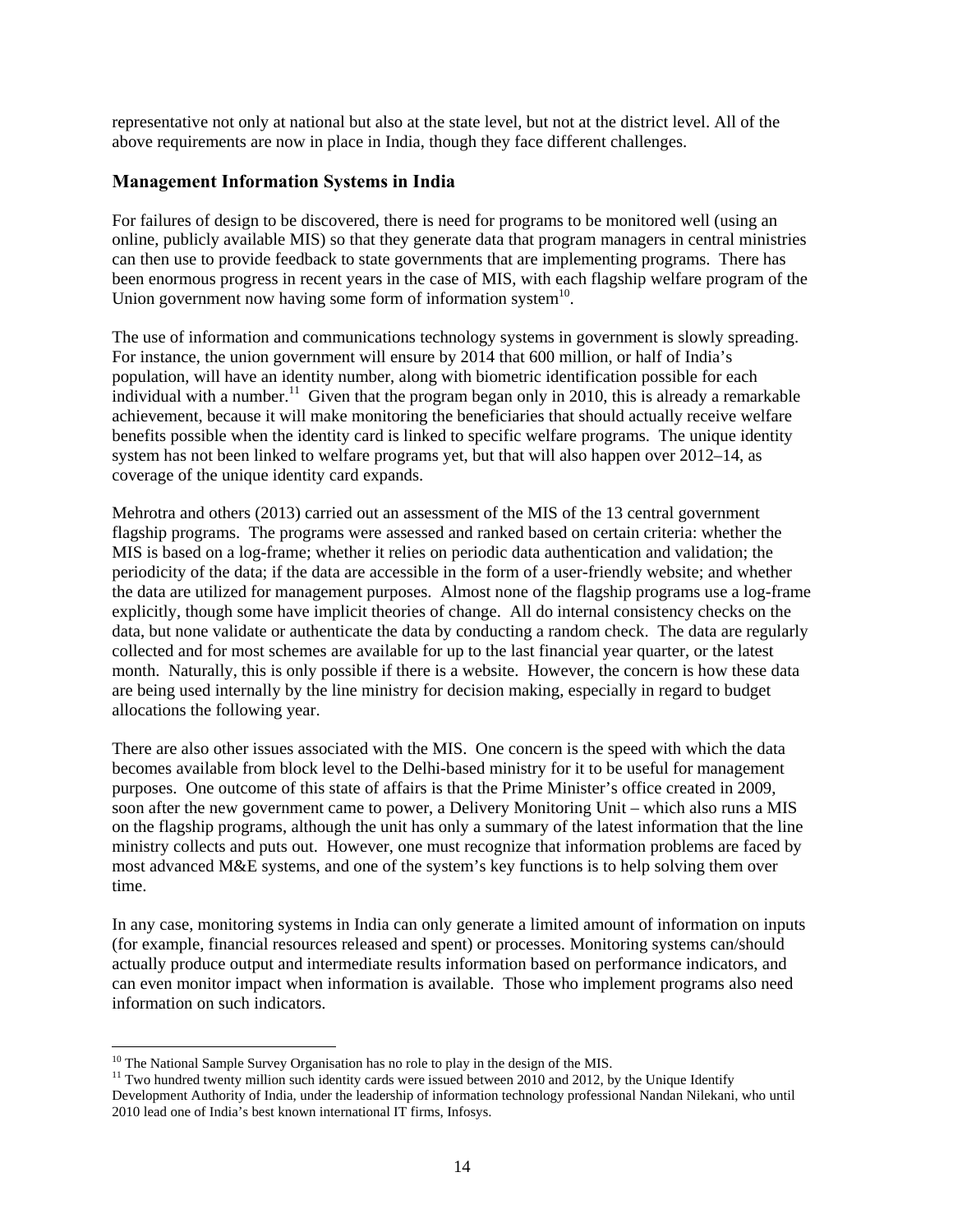representative not only at national but also at the state level, but not at the district level. All of the above requirements are now in place in India, though they face different challenges.

### Management Information Systems in India

For failures of design to be discovered, there is need for programs to be monitored well (using an online, publicly available MIS) so that they generate data that program managers in central ministries can then use to provide feedback to state governments that are implementing programs. There has been enormous progress in recent years in the case of MIS, with each flagship welfare program of the Union government now having some form of information system[10].

The use of information and communications technology systems in government is slowly spreading. For instance, the union government will ensure by 2014 that 600 million, or half of India's population, will have an identity number, along with biometric identification possible for each individual with a number.[11] Given that the program began only in 2010, this is already a remarkable achievement, because it will make monitoring the beneficiaries that should actually receive welfare benefits possible when the identity card is linked to specific welfare programs. The unique identity system has not been linked to welfare programs yet, but that will also happen over 2012–14, as coverage of the unique identity card expands.

Mehrotra and others (2013) carried out an assessment of the MIS of the 13 central government flagship programs. The programs were assessed and ranked based on certain criteria: whether the MIS is based on a log-frame; whether it relies on periodic data authentication and validation; the periodicity of the data; if the data are accessible in the form of a user-friendly website; and whether the data are utilized for management purposes. Almost none of the flagship programs use a log-frame explicitly, though some have implicit theories of change. All do internal consistency checks on the data, but none validate or authenticate the data by conducting a random check. The data are regularly collected and for most schemes are available for up to the last financial year quarter, or the latest month. Naturally, this is only possible if there is a website. However, the concern is how these data are being used internally by the line ministry for decision making, especially in regard to budget allocations the following year.

There are also other issues associated with the MIS. One concern is the speed with which the data becomes available from block level to the Delhi-based ministry for it to be useful for management purposes. One outcome of this state of affairs is that the Prime Minister's office created in 2009, soon after the new government came to power, a Delivery Monitoring Unit – which also runs a MIS on the flagship programs, although the unit has only a summary of the latest information that the line ministry collects and puts out. However, one must recognize that information problems are faced by most advanced M&E systems, and one of the system's key functions is to help solving them over time.

In any case, monitoring systems in India can only generate a limited amount of information on inputs (for example, financial resources released and spent) or processes. Monitoring systems can/should actually produce output and intermediate results information based on performance indicators, and can even monitor impact when information is available. Those who implement programs also need information on such indicators.

---

[10] The National Sample Survey Organisation has no role to play in the design of the MIS.

[11] Two hundred twenty million such identity cards were issued between 2010 and 2012, by the Unique Identify Development Authority of India, under the leadership of information technology professional Nandan Nilekani, who until 2010 lead one of India's best known international IT firms, Infosys.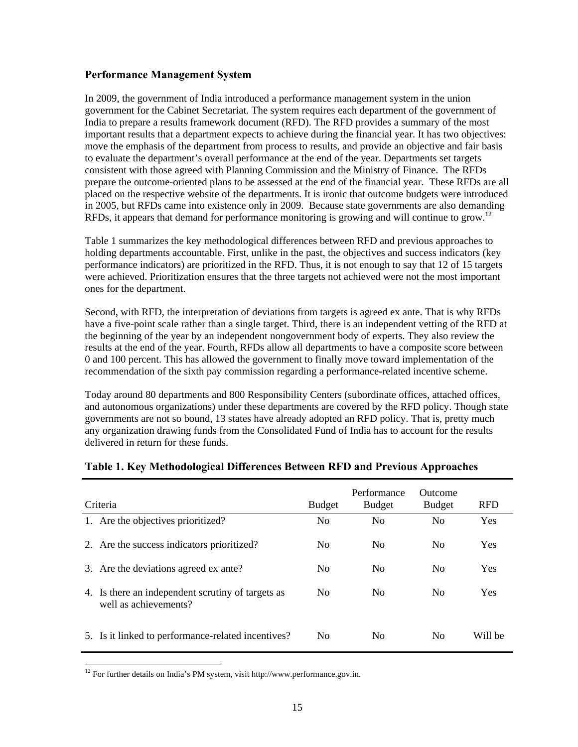### Performance Management System

In 2009, the government of India introduced a performance management system in the union government for the Cabinet Secretariat. The system requires each department of the government of India to prepare a results framework document (RFD). The RFD provides a summary of the most important results that a department expects to achieve during the financial year. It has two objectives: move the emphasis of the department from process to results, and provide an objective and fair basis to evaluate the department's overall performance at the end of the year. Departments set targets consistent with those agreed with Planning Commission and the Ministry of Finance. The RFDs prepare the outcome-oriented plans to be assessed at the end of the financial year. These RFDs are all placed on the respective website of the departments. It is ironic that outcome budgets were introduced in 2005, but RFDs came into existence only in 2009. Because state governments are also demanding RFDs, it appears that demand for performance monitoring is growing and will continue to grow.[12]

Table 1 summarizes the key methodological differences between RFD and previous approaches to holding departments accountable. First, unlike in the past, the objectives and success indicators (key performance indicators) are prioritized in the RFD. Thus, it is not enough to say that 12 of 15 targets were achieved. Prioritization ensures that the three targets not achieved were not the most important ones for the department.

Second, with RFD, the interpretation of deviations from targets is agreed ex ante. That is why RFDs have a five-point scale rather than a single target. Third, there is an independent vetting of the RFD at the beginning of the year by an independent nongovernment body of experts. They also review the results at the end of the year. Fourth, RFDs allow all departments to have a composite score between 0 and 100 percent. This has allowed the government to finally move toward implementation of the recommendation of the sixth pay commission regarding a performance-related incentive scheme.

Today around 80 departments and 800 Responsibility Centers (subordinate offices, attached offices, and autonomous organizations) under these departments are covered by the RFD policy. Though state governments are not so bound, 13 states have already adopted an RFD policy. That is, pretty much any organization drawing funds from the Consolidated Fund of India has to account for the results delivered in return for these funds.

**Table 1. Key Methodological Differences Between RFD and Previous Approaches**

| Criteria | Budget | Performance Budget | Outcome Budget | RFD |
|---|---|---|---|---|
| 1. Are the objectives prioritized? | No | No | No | Yes |
| 2. Are the success indicators prioritized? | No | No | No | Yes |
| 3. Are the deviations agreed ex ante? | No | No | No | Yes |
| 4. Is there an independent scrutiny of targets as well as achievements? | No | No | No | Yes |
| 5. Is it linked to performance-related incentives? | No | No | No | Will be |

[12] For further details on India's PM system, visit http://www.performance.gov.in.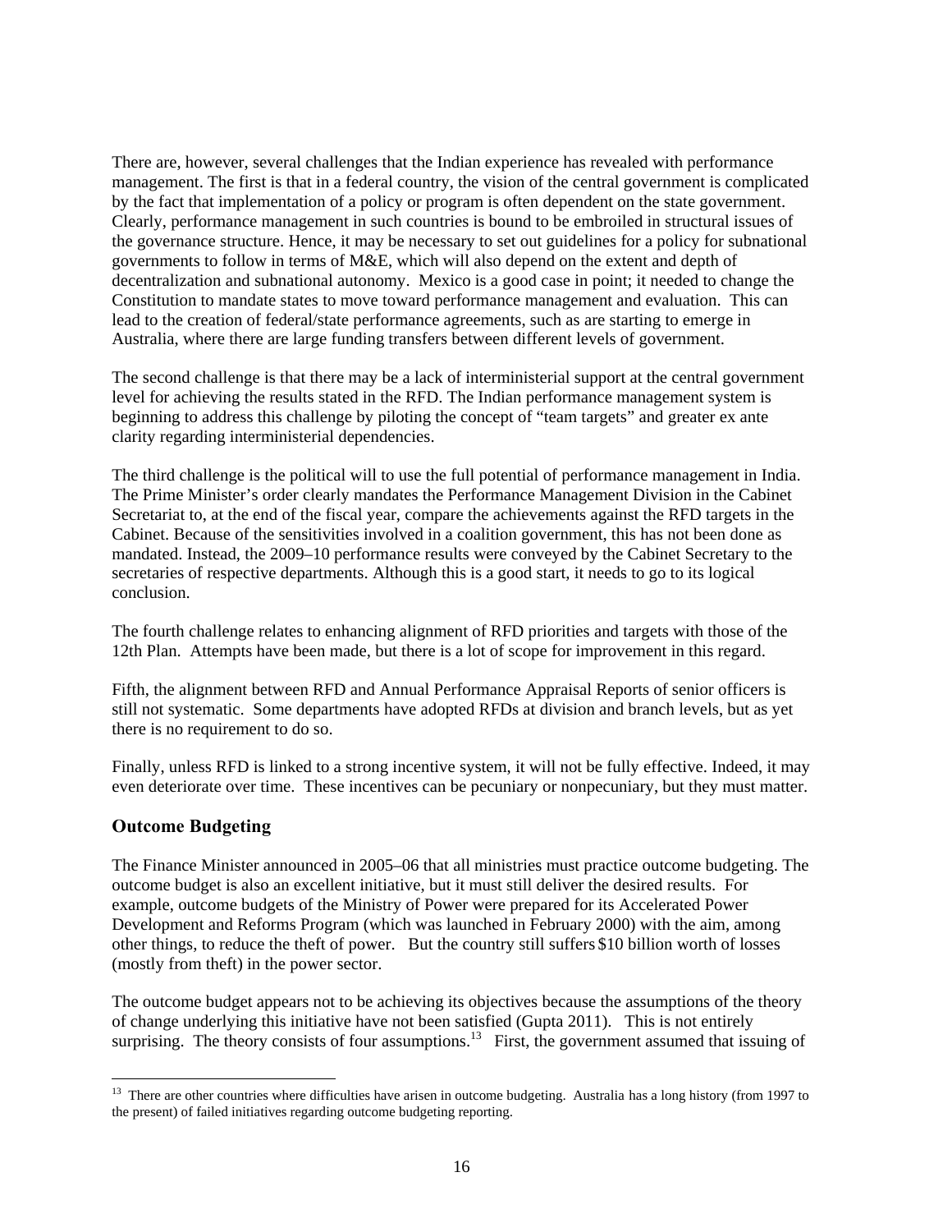There are, however, several challenges that the Indian experience has revealed with performance management. The first is that in a federal country, the vision of the central government is complicated by the fact that implementation of a policy or program is often dependent on the state government. Clearly, performance management in such countries is bound to be embroiled in structural issues of the governance structure. Hence, it may be necessary to set out guidelines for a policy for subnational governments to follow in terms of M&E, which will also depend on the extent and depth of decentralization and subnational autonomy. Mexico is a good case in point; it needed to change the Constitution to mandate states to move toward performance management and evaluation. This can lead to the creation of federal/state performance agreements, such as are starting to emerge in Australia, where there are large funding transfers between different levels of government.

The second challenge is that there may be a lack of interministerial support at the central government level for achieving the results stated in the RFD. The Indian performance management system is beginning to address this challenge by piloting the concept of "team targets" and greater ex ante clarity regarding interministerial dependencies.

The third challenge is the political will to use the full potential of performance management in India. The Prime Minister's order clearly mandates the Performance Management Division in the Cabinet Secretariat to, at the end of the fiscal year, compare the achievements against the RFD targets in the Cabinet. Because of the sensitivities involved in a coalition government, this has not been done as mandated. Instead, the 2009–10 performance results were conveyed by the Cabinet Secretary to the secretaries of respective departments. Although this is a good start, it needs to go to its logical conclusion.

The fourth challenge relates to enhancing alignment of RFD priorities and targets with those of the 12th Plan. Attempts have been made, but there is a lot of scope for improvement in this regard.

Fifth, the alignment between RFD and Annual Performance Appraisal Reports of senior officers is still not systematic. Some departments have adopted RFDs at division and branch levels, but as yet there is no requirement to do so.

Finally, unless RFD is linked to a strong incentive system, it will not be fully effective. Indeed, it may even deteriorate over time. These incentives can be pecuniary or nonpecuniary, but they must matter.

## Outcome Budgeting

The Finance Minister announced in 2005–06 that all ministries must practice outcome budgeting. The outcome budget is also an excellent initiative, but it must still deliver the desired results. For example, outcome budgets of the Ministry of Power were prepared for its Accelerated Power Development and Reforms Program (which was launched in February 2000) with the aim, among other things, to reduce the theft of power. But the country still suffers $10 billion worth of losses (mostly from theft) in the power sector.

The outcome budget appears not to be achieving its objectives because the assumptions of the theory of change underlying this initiative have not been satisfied (Gupta 2011). This is not entirely surprising. The theory consists of four assumptions.[13] First, the government assumed that issuing of

[13] There are other countries where difficulties have arisen in outcome budgeting. Australia has a long history (from 1997 to the present) of failed initiatives regarding outcome budgeting reporting.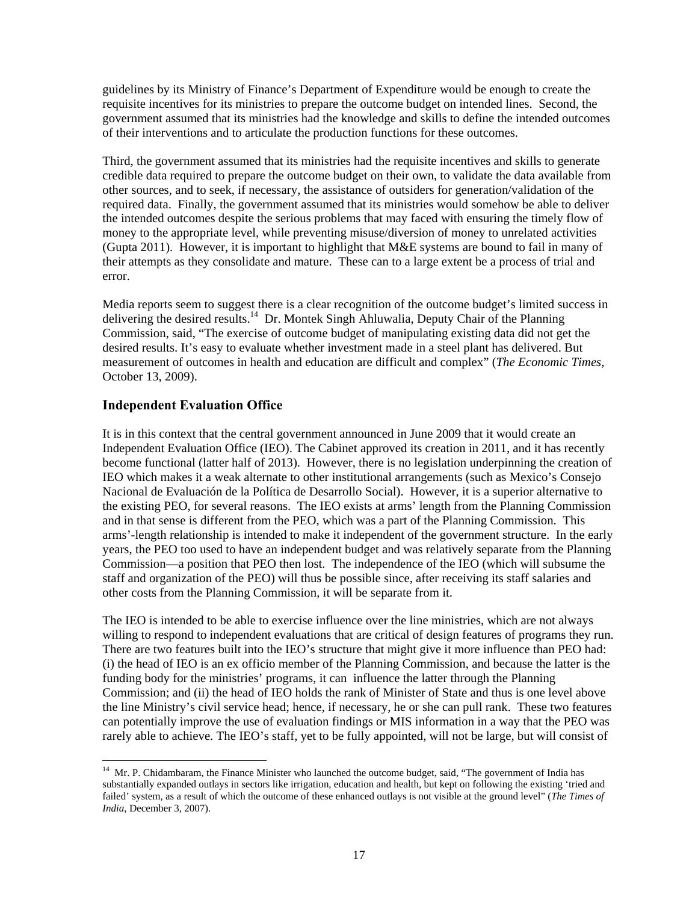guidelines by its Ministry of Finance's Department of Expenditure would be enough to create the requisite incentives for its ministries to prepare the outcome budget on intended lines. Second, the government assumed that its ministries had the knowledge and skills to define the intended outcomes of their interventions and to articulate the production functions for these outcomes.

Third, the government assumed that its ministries had the requisite incentives and skills to generate credible data required to prepare the outcome budget on their own, to validate the data available from other sources, and to seek, if necessary, the assistance of outsiders for generation/validation of the required data. Finally, the government assumed that its ministries would somehow be able to deliver the intended outcomes despite the serious problems that may faced with ensuring the timely flow of money to the appropriate level, while preventing misuse/diversion of money to unrelated activities (Gupta 2011). However, it is important to highlight that M&E systems are bound to fail in many of their attempts as they consolidate and mature. These can to a large extent be a process of trial and error.

Media reports seem to suggest there is a clear recognition of the outcome budget's limited success in delivering the desired results.[14] Dr. Montek Singh Ahluwalia, Deputy Chair of the Planning Commission, said, "The exercise of outcome budget of manipulating existing data did not get the desired results. It's easy to evaluate whether investment made in a steel plant has delivered. But measurement of outcomes in health and education are difficult and complex" (*The Economic Times*, October 13, 2009).

## Independent Evaluation Office

It is in this context that the central government announced in June 2009 that it would create an Independent Evaluation Office (IEO). The Cabinet approved its creation in 2011, and it has recently become functional (latter half of 2013). However, there is no legislation underpinning the creation of IEO which makes it a weak alternate to other institutional arrangements (such as Mexico's Consejo Nacional de Evaluación de la Política de Desarrollo Social). However, it is a superior alternative to the existing PEO, for several reasons. The IEO exists at arms' length from the Planning Commission and in that sense is different from the PEO, which was a part of the Planning Commission. This arms'-length relationship is intended to make it independent of the government structure. In the early years, the PEO too used to have an independent budget and was relatively separate from the Planning Commission—a position that PEO then lost. The independence of the IEO (which will subsume the staff and organization of the PEO) will thus be possible since, after receiving its staff salaries and other costs from the Planning Commission, it will be separate from it.

The IEO is intended to be able to exercise influence over the line ministries, which are not always willing to respond to independent evaluations that are critical of design features of programs they run. There are two features built into the IEO's structure that might give it more influence than PEO had: (i) the head of IEO is an ex officio member of the Planning Commission, and because the latter is the funding body for the ministries' programs, it can influence the latter through the Planning Commission; and (ii) the head of IEO holds the rank of Minister of State and thus is one level above the line Ministry's civil service head; hence, if necessary, he or she can pull rank. These two features can potentially improve the use of evaluation findings or MIS information in a way that the PEO was rarely able to achieve. The IEO's staff, yet to be fully appointed, will not be large, but will consist of

[14] Mr. P. Chidambaram, the Finance Minister who launched the outcome budget, said, "The government of India has substantially expanded outlays in sectors like irrigation, education and health, but kept on following the existing 'tried and failed' system, as a result of which the outcome of these enhanced outlays is not visible at the ground level" (*The Times of India*, December 3, 2007).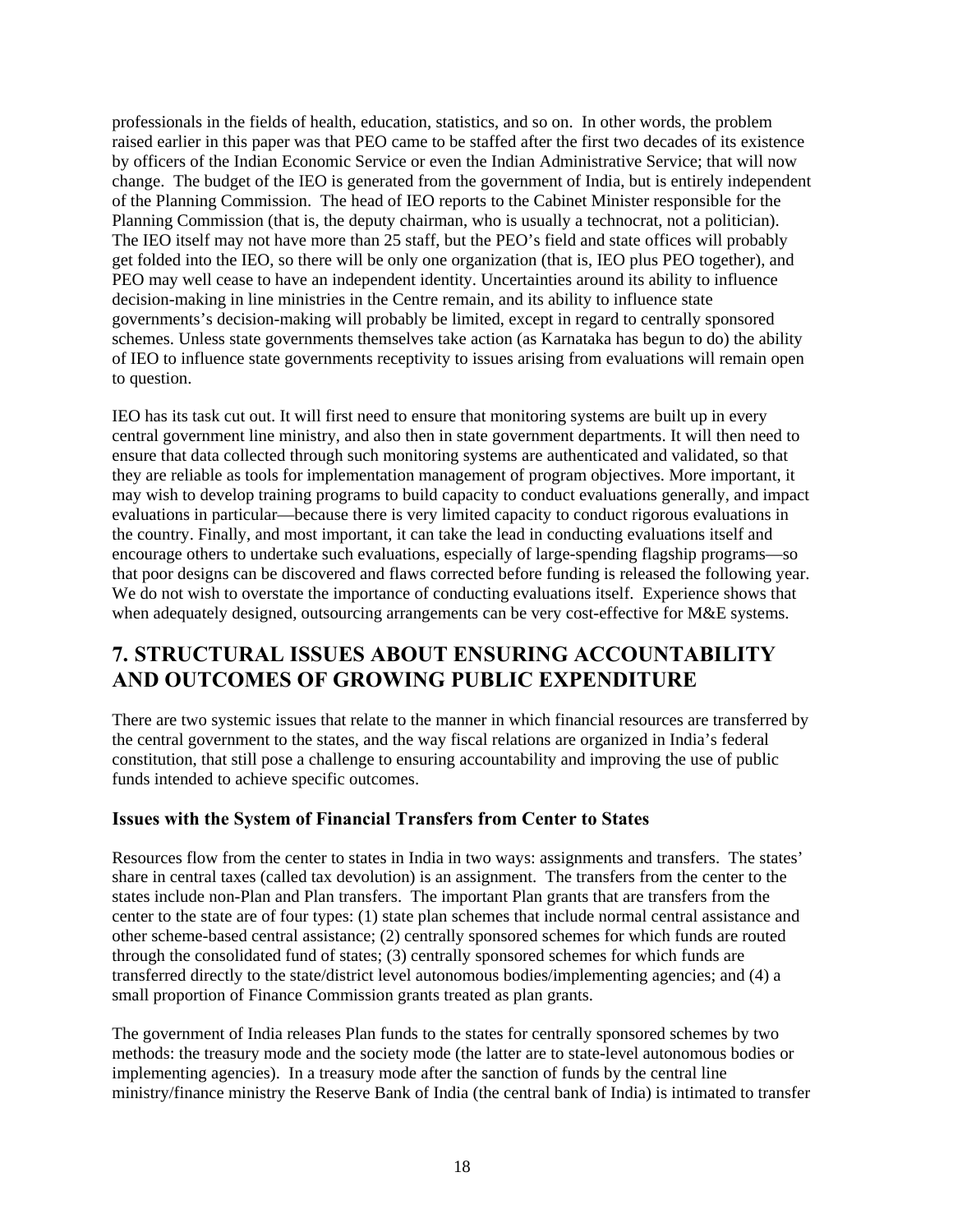professionals in the fields of health, education, statistics, and so on. In other words, the problem raised earlier in this paper was that PEO came to be staffed after the first two decades of its existence by officers of the Indian Economic Service or even the Indian Administrative Service; that will now change. The budget of the IEO is generated from the government of India, but is entirely independent of the Planning Commission. The head of IEO reports to the Cabinet Minister responsible for the Planning Commission (that is, the deputy chairman, who is usually a technocrat, not a politician). The IEO itself may not have more than 25 staff, but the PEO's field and state offices will probably get folded into the IEO, so there will be only one organization (that is, IEO plus PEO together), and PEO may well cease to have an independent identity. Uncertainties around its ability to influence decision-making in line ministries in the Centre remain, and its ability to influence state governments's decision-making will probably be limited, except in regard to centrally sponsored schemes. Unless state governments themselves take action (as Karnataka has begun to do) the ability of IEO to influence state governments receptivity to issues arising from evaluations will remain open to question.

IEO has its task cut out. It will first need to ensure that monitoring systems are built up in every central government line ministry, and also then in state government departments. It will then need to ensure that data collected through such monitoring systems are authenticated and validated, so that they are reliable as tools for implementation management of program objectives. More important, it may wish to develop training programs to build capacity to conduct evaluations generally, and impact evaluations in particular—because there is very limited capacity to conduct rigorous evaluations in the country. Finally, and most important, it can take the lead in conducting evaluations itself and encourage others to undertake such evaluations, especially of large-spending flagship programs—so that poor designs can be discovered and flaws corrected before funding is released the following year. We do not wish to overstate the importance of conducting evaluations itself. Experience shows that when adequately designed, outsourcing arrangements can be very cost-effective for M&E systems.

## 7. STRUCTURAL ISSUES ABOUT ENSURING ACCOUNTABILITY AND OUTCOMES OF GROWING PUBLIC EXPENDITURE

There are two systemic issues that relate to the manner in which financial resources are transferred by the central government to the states, and the way fiscal relations are organized in India's federal constitution, that still pose a challenge to ensuring accountability and improving the use of public funds intended to achieve specific outcomes.

### Issues with the System of Financial Transfers from Center to States

Resources flow from the center to states in India in two ways: assignments and transfers. The states' share in central taxes (called tax devolution) is an assignment. The transfers from the center to the states include non-Plan and Plan transfers. The important Plan grants that are transfers from the center to the state are of four types: (1) state plan schemes that include normal central assistance and other scheme-based central assistance; (2) centrally sponsored schemes for which funds are routed through the consolidated fund of states; (3) centrally sponsored schemes for which funds are transferred directly to the state/district level autonomous bodies/implementing agencies; and (4) a small proportion of Finance Commission grants treated as plan grants.

The government of India releases Plan funds to the states for centrally sponsored schemes by two methods: the treasury mode and the society mode (the latter are to state-level autonomous bodies or implementing agencies). In a treasury mode after the sanction of funds by the central line ministry/finance ministry the Reserve Bank of India (the central bank of India) is intimated to transfer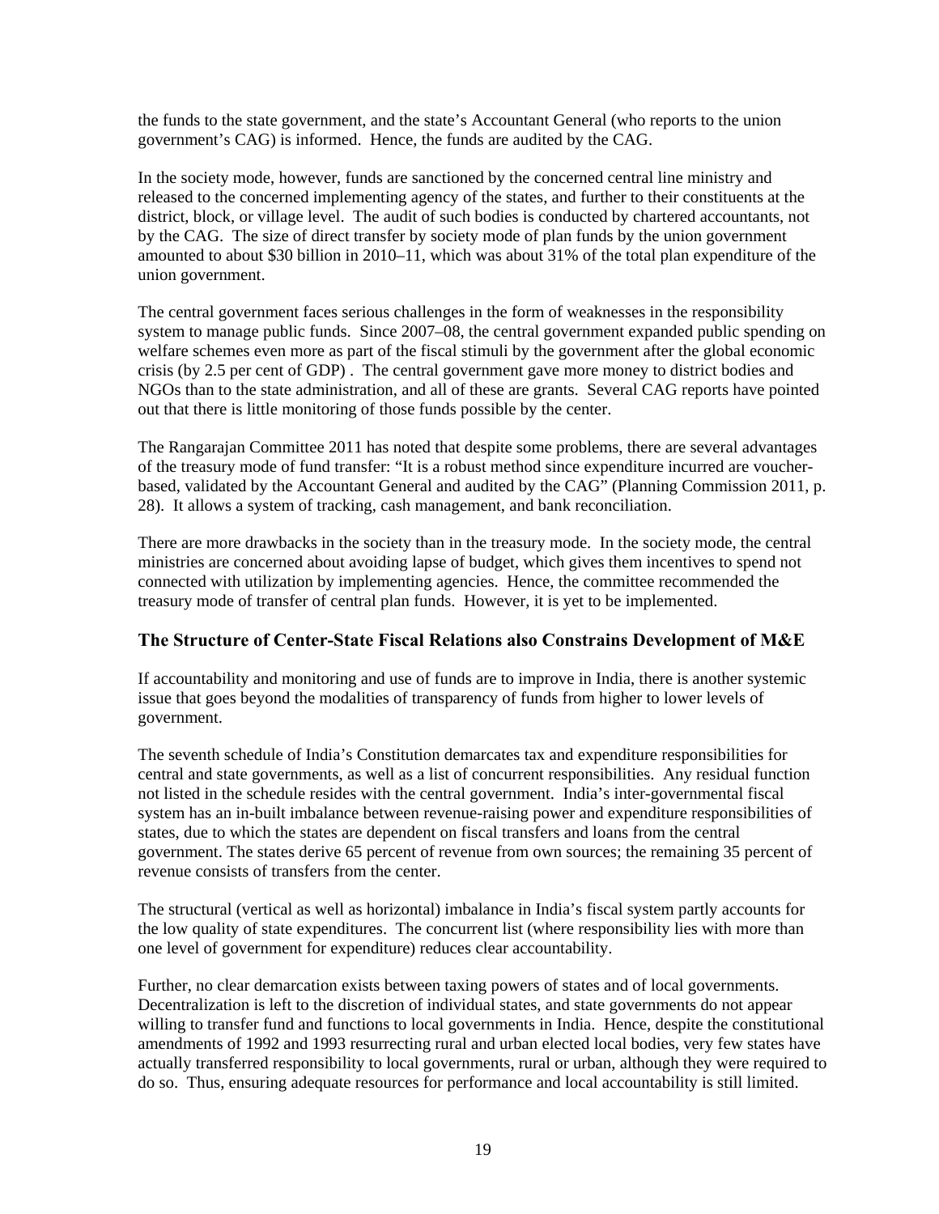the funds to the state government, and the state's Accountant General (who reports to the union government's CAG) is informed. Hence, the funds are audited by the CAG.

In the society mode, however, funds are sanctioned by the concerned central line ministry and released to the concerned implementing agency of the states, and further to their constituents at the district, block, or village level. The audit of such bodies is conducted by chartered accountants, not by the CAG. The size of direct transfer by society mode of plan funds by the union government amounted to about $30 billion in 2010–11, which was about 31% of the total plan expenditure of the union government.

The central government faces serious challenges in the form of weaknesses in the responsibility system to manage public funds. Since 2007–08, the central government expanded public spending on welfare schemes even more as part of the fiscal stimuli by the government after the global economic crisis (by 2.5 per cent of GDP) . The central government gave more money to district bodies and NGOs than to the state administration, and all of these are grants. Several CAG reports have pointed out that there is little monitoring of those funds possible by the center.

The Rangarajan Committee 2011 has noted that despite some problems, there are several advantages of the treasury mode of fund transfer: "It is a robust method since expenditure incurred are voucher-based, validated by the Accountant General and audited by the CAG" (Planning Commission 2011, p. 28). It allows a system of tracking, cash management, and bank reconciliation.

There are more drawbacks in the society than in the treasury mode. In the society mode, the central ministries are concerned about avoiding lapse of budget, which gives them incentives to spend not connected with utilization by implementing agencies. Hence, the committee recommended the treasury mode of transfer of central plan funds. However, it is yet to be implemented.

### The Structure of Center-State Fiscal Relations also Constrains Development of M&E

If accountability and monitoring and use of funds are to improve in India, there is another systemic issue that goes beyond the modalities of transparency of funds from higher to lower levels of government.

The seventh schedule of India's Constitution demarcates tax and expenditure responsibilities for central and state governments, as well as a list of concurrent responsibilities. Any residual function not listed in the schedule resides with the central government. India's inter-governmental fiscal system has an in-built imbalance between revenue-raising power and expenditure responsibilities of states, due to which the states are dependent on fiscal transfers and loans from the central government. The states derive 65 percent of revenue from own sources; the remaining 35 percent of revenue consists of transfers from the center.

The structural (vertical as well as horizontal) imbalance in India's fiscal system partly accounts for the low quality of state expenditures. The concurrent list (where responsibility lies with more than one level of government for expenditure) reduces clear accountability.

Further, no clear demarcation exists between taxing powers of states and of local governments. Decentralization is left to the discretion of individual states, and state governments do not appear willing to transfer fund and functions to local governments in India. Hence, despite the constitutional amendments of 1992 and 1993 resurrecting rural and urban elected local bodies, very few states have actually transferred responsibility to local governments, rural or urban, although they were required to do so. Thus, ensuring adequate resources for performance and local accountability is still limited.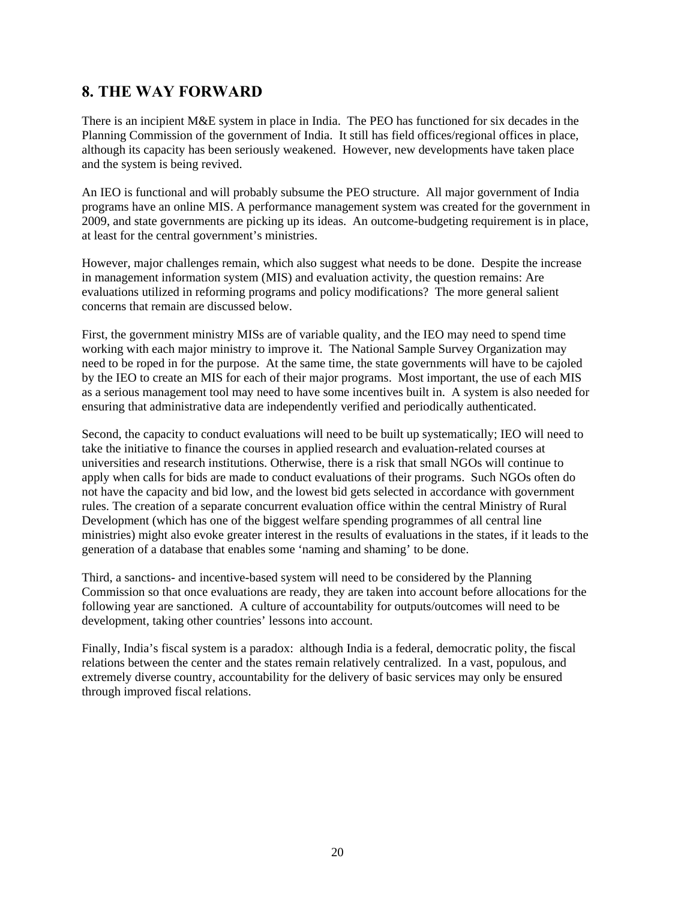## 8. THE WAY FORWARD

There is an incipient M&E system in place in India. The PEO has functioned for six decades in the Planning Commission of the government of India. It still has field offices/regional offices in place, although its capacity has been seriously weakened. However, new developments have taken place and the system is being revived.

An IEO is functional and will probably subsume the PEO structure. All major government of India programs have an online MIS. A performance management system was created for the government in 2009, and state governments are picking up its ideas. An outcome-budgeting requirement is in place, at least for the central government's ministries.

However, major challenges remain, which also suggest what needs to be done. Despite the increase in management information system (MIS) and evaluation activity, the question remains: Are evaluations utilized in reforming programs and policy modifications? The more general salient concerns that remain are discussed below.

First, the government ministry MISs are of variable quality, and the IEO may need to spend time working with each major ministry to improve it. The National Sample Survey Organization may need to be roped in for the purpose. At the same time, the state governments will have to be cajoled by the IEO to create an MIS for each of their major programs. Most important, the use of each MIS as a serious management tool may need to have some incentives built in. A system is also needed for ensuring that administrative data are independently verified and periodically authenticated.

Second, the capacity to conduct evaluations will need to be built up systematically; IEO will need to take the initiative to finance the courses in applied research and evaluation-related courses at universities and research institutions. Otherwise, there is a risk that small NGOs will continue to apply when calls for bids are made to conduct evaluations of their programs. Such NGOs often do not have the capacity and bid low, and the lowest bid gets selected in accordance with government rules. The creation of a separate concurrent evaluation office within the central Ministry of Rural Development (which has one of the biggest welfare spending programmes of all central line ministries) might also evoke greater interest in the results of evaluations in the states, if it leads to the generation of a database that enables some 'naming and shaming' to be done.

Third, a sanctions- and incentive-based system will need to be considered by the Planning Commission so that once evaluations are ready, they are taken into account before allocations for the following year are sanctioned. A culture of accountability for outputs/outcomes will need to be development, taking other countries' lessons into account.

Finally, India's fiscal system is a paradox: although India is a federal, democratic polity, the fiscal relations between the center and the states remain relatively centralized. In a vast, populous, and extremely diverse country, accountability for the delivery of basic services may only be ensured through improved fiscal relations.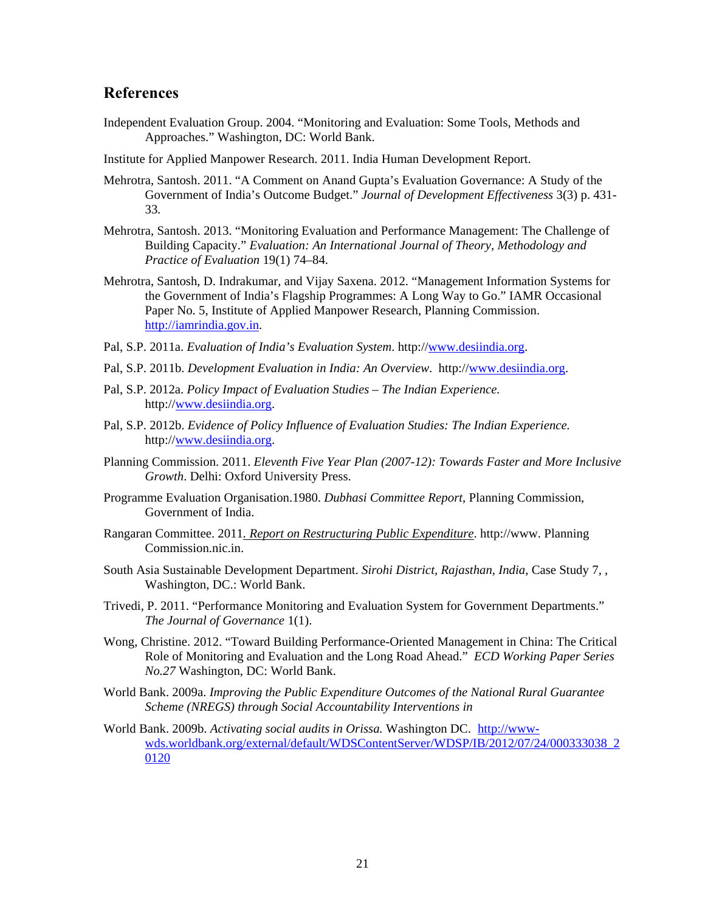## References

Independent Evaluation Group. 2004. "Monitoring and Evaluation: Some Tools, Methods and Approaches." Washington, DC: World Bank.

Institute for Applied Manpower Research. 2011. India Human Development Report.

Mehrotra, Santosh. 2011. "A Comment on Anand Gupta's Evaluation Governance: A Study of the Government of India's Outcome Budget." *Journal of Development Effectiveness* 3(3) p. 431-33.

Mehrotra, Santosh. 2013. "Monitoring Evaluation and Performance Management: The Challenge of Building Capacity." *Evaluation: An International Journal of Theory, Methodology and Practice of Evaluation* 19(1) 74–84.

Mehrotra, Santosh, D. Indrakumar, and Vijay Saxena. 2012. "Management Information Systems for the Government of India's Flagship Programmes: A Long Way to Go." IAMR Occasional Paper No. 5, Institute of Applied Manpower Research, Planning Commission. http://iamrindia.gov.in.

Pal, S.P. 2011a. *Evaluation of India's Evaluation System*. http://www.desiindia.org.

Pal, S.P. 2011b. *Development Evaluation in India: An Overview*. http://www.desiindia.org.

Pal, S.P. 2012a. *Policy Impact of Evaluation Studies – The Indian Experience.* http://www.desiindia.org.

Pal, S.P. 2012b. *Evidence of Policy Influence of Evaluation Studies: The Indian Experience.* http://www.desiindia.org.

Planning Commission. 2011. *Eleventh Five Year Plan (2007-12): Towards Faster and More Inclusive Growth*. Delhi: Oxford University Press.

Programme Evaluation Organisation.1980. *Dubhasi Committee Report*, Planning Commission, Government of India.

Rangaran Committee. 2011. *Report on Restructuring Public Expenditure*. http://www. Planning Commission.nic.in.

South Asia Sustainable Development Department. *Sirohi District, Rajasthan, India,* Case Study 7, , Washington, DC.: World Bank.

Trivedi, P. 2011. "Performance Monitoring and Evaluation System for Government Departments." *The Journal of Governance* 1(1).

Wong, Christine. 2012. "Toward Building Performance-Oriented Management in China: The Critical Role of Monitoring and Evaluation and the Long Road Ahead." *ECD Working Paper Series No.27* Washington, DC: World Bank.

World Bank. 2009a. *Improving the Public Expenditure Outcomes of the National Rural Guarantee Scheme (NREGS) through Social Accountability Interventions in*

World Bank. 2009b. *Activating social audits in Orissa.* Washington DC. http://www-wds.worldbank.org/external/default/WDSContentServer/WDSP/IB/2012/07/24/000333038_20120